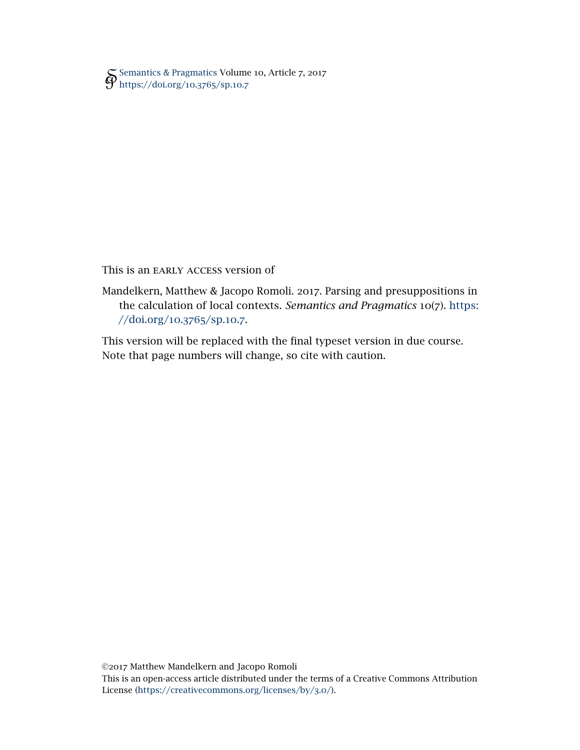Semantics & Pragmatics Volume 10, Article 7, 2017
https://doi.org/10.3765/sp.10.7

This is an EARLY ACCESS version of

Mandelkern, Matthew & Jacopo Romoli. 2017. Parsing and presuppositions in the calculation of local contexts. *Semantics and Pragmatics* 10(7). https://doi.org/10.3765/sp.10.7.

This version will be replaced with the final typeset version in due course. Note that page numbers will change, so cite with caution.

©2017 Matthew Mandelkern and Jacopo Romoli
This is an open-access article distributed under the terms of a Creative Commons Attribution License (https://creativecommons.org/licenses/by/3.0/).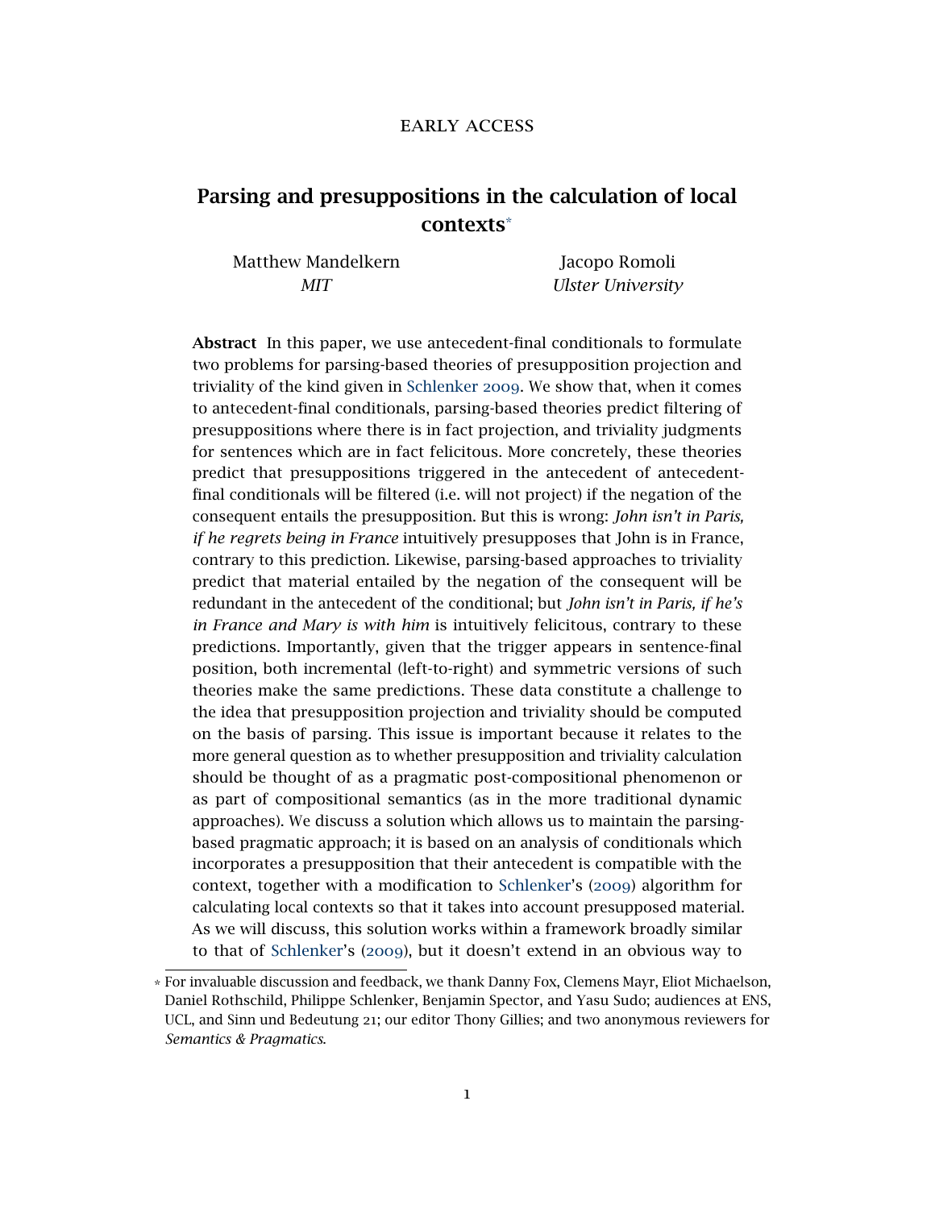EARLY ACCESS

# Parsing and presuppositions in the calculation of local contexts*

Matthew Mandelkern
*MIT*

Jacopo Romoli
*Ulster University*

**Abstract** In this paper, we use antecedent-final conditionals to formulate two problems for parsing-based theories of presupposition projection and triviality of the kind given in Schlenker 2009. We show that, when it comes to antecedent-final conditionals, parsing-based theories predict filtering of presuppositions where there is in fact projection, and triviality judgments for sentences which are in fact felicitous. More concretely, these theories predict that presuppositions triggered in the antecedent of antecedent-final conditionals will be filtered (i.e. will not project) if the negation of the consequent entails the presupposition. But this is wrong: *John isn't in Paris, if he regrets being in France* intuitively presupposes that John is in France, contrary to this prediction. Likewise, parsing-based approaches to triviality predict that material entailed by the negation of the consequent will be redundant in the antecedent of the conditional; but *John isn't in Paris, if he's in France and Mary is with him* is intuitively felicitous, contrary to these predictions. Importantly, given that the trigger appears in sentence-final position, both incremental (left-to-right) and symmetric versions of such theories make the same predictions. These data constitute a challenge to the idea that presupposition projection and triviality should be computed on the basis of parsing. This issue is important because it relates to the more general question as to whether presupposition and triviality calculation should be thought of as a pragmatic post-compositional phenomenon or as part of compositional semantics (as in the more traditional dynamic approaches). We discuss a solution which allows us to maintain the parsing-based pragmatic approach; it is based on an analysis of conditionals which incorporates a presupposition that their antecedent is compatible with the context, together with a modification to Schlenker's (2009) algorithm for calculating local contexts so that it takes into account presupposed material. As we will discuss, this solution works within a framework broadly similar to that of Schlenker's (2009), but it doesn't extend in an obvious way to

* For invaluable discussion and feedback, we thank Danny Fox, Clemens Mayr, Eliot Michaelson, Daniel Rothschild, Philippe Schlenker, Benjamin Spector, and Yasu Sudo; audiences at ENS, UCL, and Sinn und Bedeutung 21; our editor Thony Gillies; and two anonymous reviewers for *Semantics & Pragmatics*.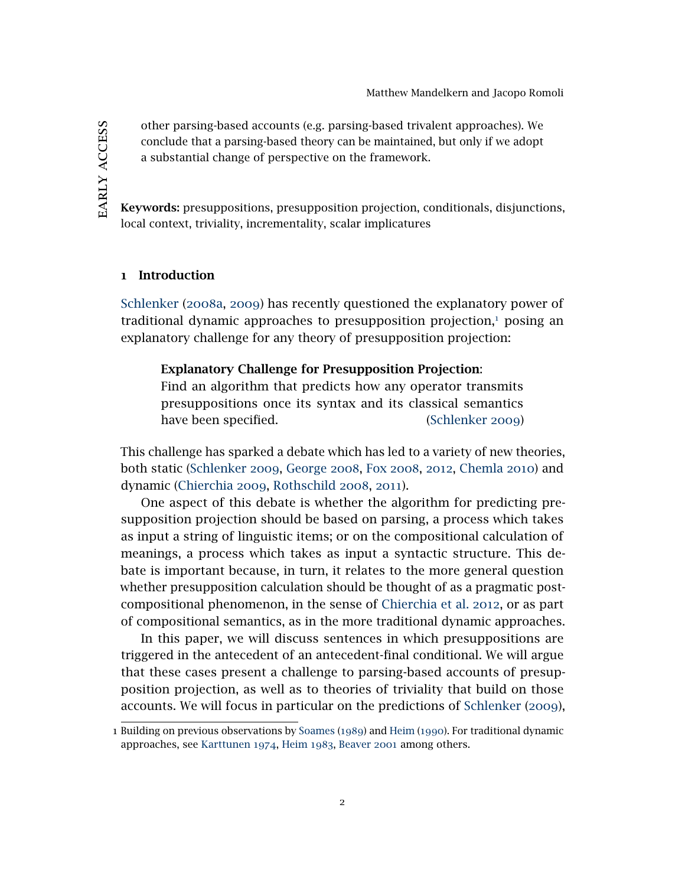other parsing-based accounts (e.g. parsing-based trivalent approaches). We conclude that a parsing-based theory can be maintained, but only if we adopt a substantial change of perspective on the framework.

**Keywords:** presuppositions, presupposition projection, conditionals, disjunctions, local context, triviality, incrementality, scalar implicatures

## 1 Introduction

Schlenker (2008a, 2009) has recently questioned the explanatory power of traditional dynamic approaches to presupposition projection,[1] posing an explanatory challenge for any theory of presupposition projection:

> **Explanatory Challenge for Presupposition Projection**:
> Find an algorithm that predicts how any operator transmits presuppositions once its syntax and its classical semantics have been specified. (Schlenker 2009)

This challenge has sparked a debate which has led to a variety of new theories, both static (Schlenker 2009, George 2008, Fox 2008, 2012, Chemla 2010) and dynamic (Chierchia 2009, Rothschild 2008, 2011).

One aspect of this debate is whether the algorithm for predicting presupposition projection should be based on parsing, a process which takes as input a string of linguistic items; or on the compositional calculation of meanings, a process which takes as input a syntactic structure. This debate is important because, in turn, it relates to the more general question whether presupposition calculation should be thought of as a pragmatic post-compositional phenomenon, in the sense of Chierchia et al. 2012, or as part of compositional semantics, as in the more traditional dynamic approaches.

In this paper, we will discuss sentences in which presuppositions are triggered in the antecedent of an antecedent-final conditional. We will argue that these cases present a challenge to parsing-based accounts of presupposition projection, as well as to theories of triviality that build on those accounts. We will focus in particular on the predictions of Schlenker (2009),

[1] Building on previous observations by Soames (1989) and Heim (1990). For traditional dynamic approaches, see Karttunen 1974, Heim 1983, Beaver 2001 among others.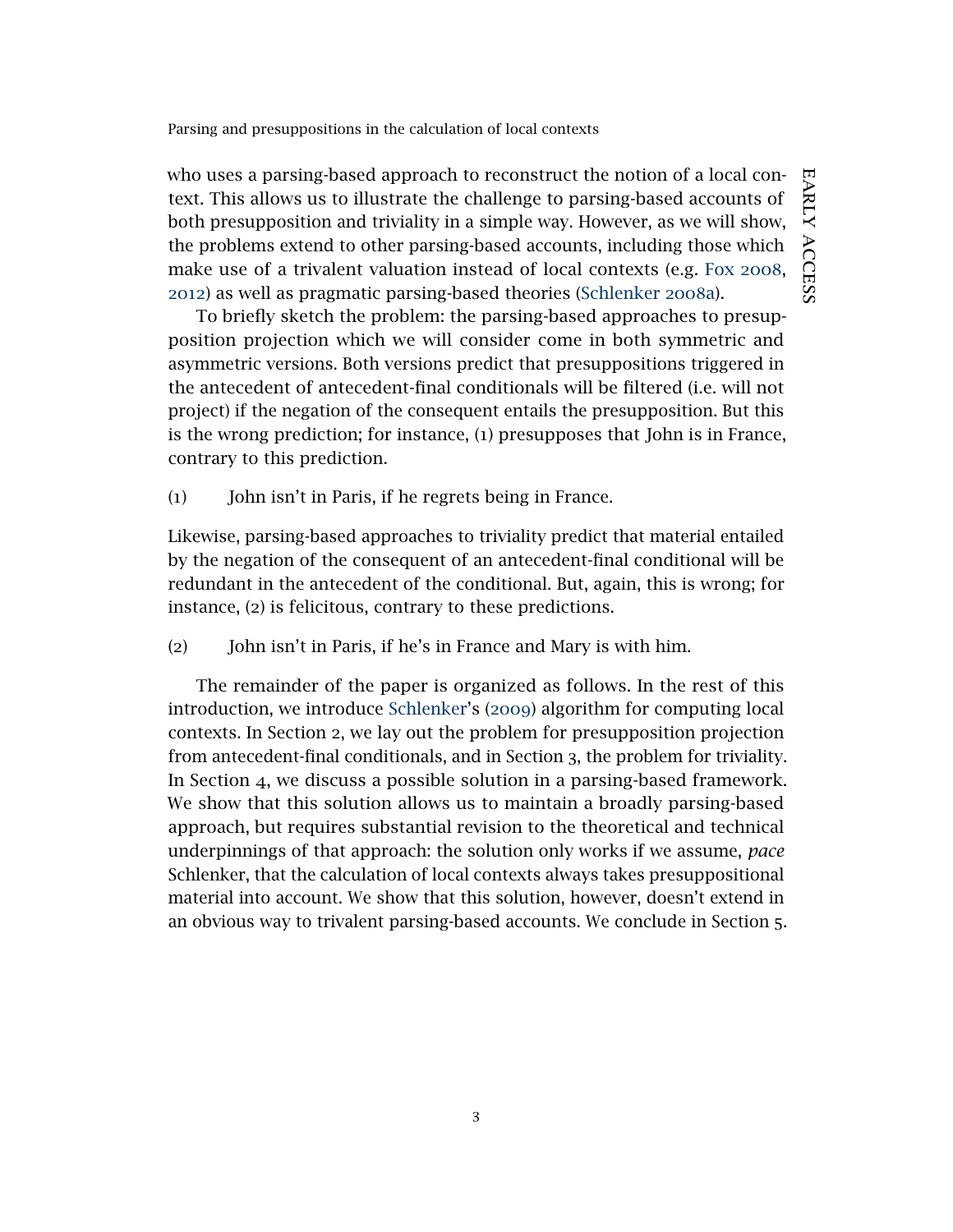who uses a parsing-based approach to reconstruct the notion of a local context. This allows us to illustrate the challenge to parsing-based accounts of both presupposition and triviality in a simple way. However, as we will show, the problems extend to other parsing-based accounts, including those which make use of a trivalent valuation instead of local contexts (e.g. Fox 2008, 2012) as well as pragmatic parsing-based theories (Schlenker 2008a).

To briefly sketch the problem: the parsing-based approaches to presupposition projection which we will consider come in both symmetric and asymmetric versions. Both versions predict that presuppositions triggered in the antecedent of antecedent-final conditionals will be filtered (i.e. will not project) if the negation of the consequent entails the presupposition. But this is the wrong prediction; for instance, (1) presupposes that John is in France, contrary to this prediction.

(1) John isn't in Paris, if he regrets being in France.

Likewise, parsing-based approaches to triviality predict that material entailed by the negation of the consequent of an antecedent-final conditional will be redundant in the antecedent of the conditional. But, again, this is wrong; for instance, (2) is felicitous, contrary to these predictions.

(2) John isn't in Paris, if he's in France and Mary is with him.

The remainder of the paper is organized as follows. In the rest of this introduction, we introduce Schlenker's (2009) algorithm for computing local contexts. In Section 2, we lay out the problem for presupposition projection from antecedent-final conditionals, and in Section 3, the problem for triviality. In Section 4, we discuss a possible solution in a parsing-based framework. We show that this solution allows us to maintain a broadly parsing-based approach, but requires substantial revision to the theoretical and technical underpinnings of that approach: the solution only works if we assume, *pace* Schlenker, that the calculation of local contexts always takes presuppositional material into account. We show that this solution, however, doesn't extend in an obvious way to trivalent parsing-based accounts. We conclude in Section 5.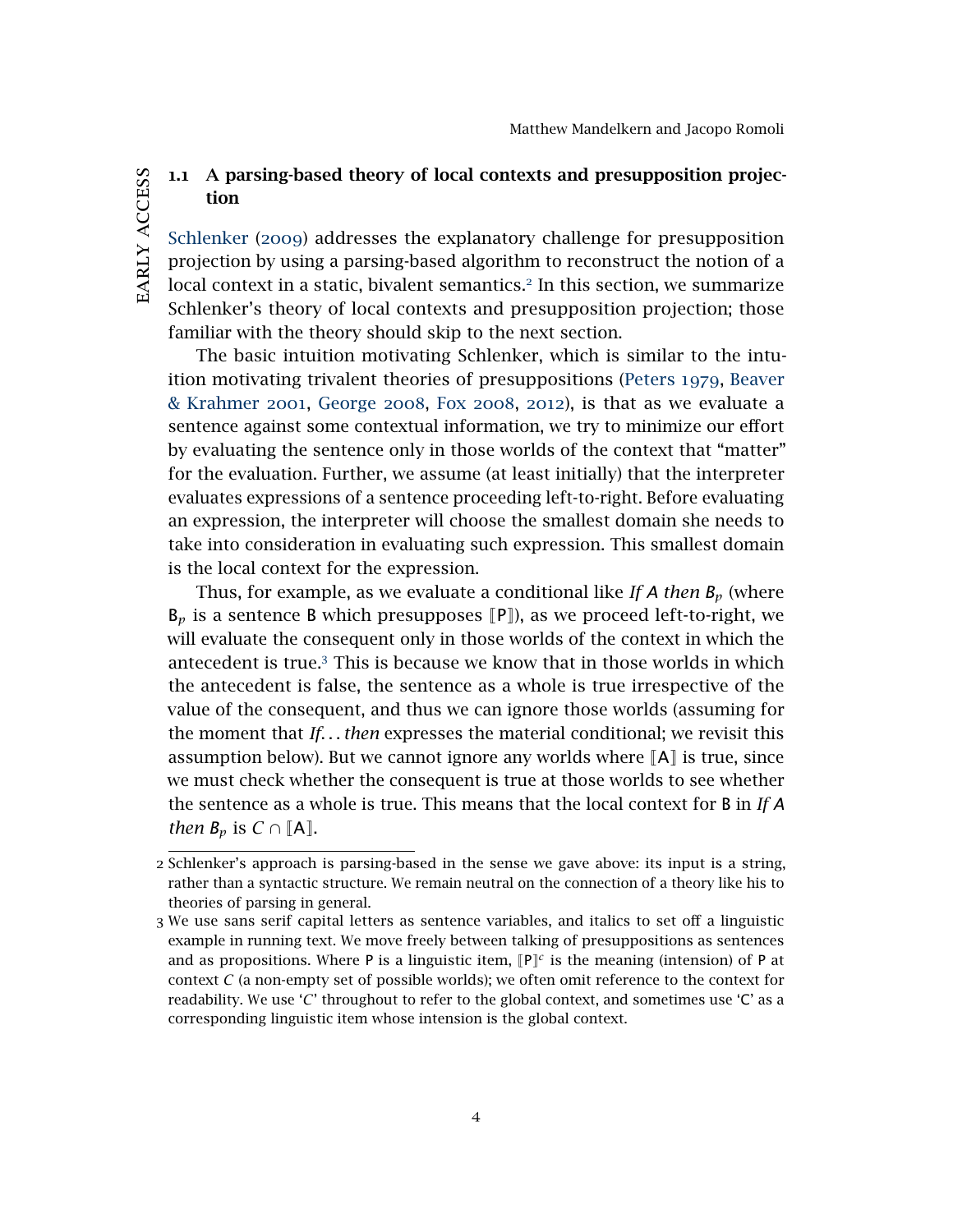### 1.1 A parsing-based theory of local contexts and presupposition projection

Schlenker (2009) addresses the explanatory challenge for presupposition projection by using a parsing-based algorithm to reconstruct the notion of a local context in a static, bivalent semantics.[2] In this section, we summarize Schlenker's theory of local contexts and presupposition projection; those familiar with the theory should skip to the next section.

The basic intuition motivating Schlenker, which is similar to the intuition motivating trivalent theories of presuppositions (Peters 1979, Beaver & Krahmer 2001, George 2008, Fox 2008, 2012), is that as we evaluate a sentence against some contextual information, we try to minimize our effort by evaluating the sentence only in those worlds of the context that "matter" for the evaluation. Further, we assume (at least initially) that the interpreter evaluates expressions of a sentence proceeding left-to-right. Before evaluating an expression, the interpreter will choose the smallest domain she needs to take into consideration in evaluating such expression. This smallest domain is the local context for the expression.

Thus, for example, as we evaluate a conditional like *If* $\mathsf{A}$ *then* $\mathsf{B}_p$ (where $\mathsf{B}_p$ is a sentence $\mathsf{B}$ which presupposes $[\![\mathsf{P}]\!]$), as we proceed left-to-right, we will evaluate the consequent only in those worlds of the context in which the antecedent is true.[3] This is because we know that in those worlds in which the antecedent is false, the sentence as a whole is true irrespective of the value of the consequent, and thus we can ignore those worlds (assuming for the moment that *If... then* expresses the material conditional; we revisit this assumption below). But we cannot ignore any worlds where $[\![\mathsf{A}]\!]$ is true, since we must check whether the consequent is true at those worlds to see whether the sentence as a whole is true. This means that the local context for $\mathsf{B}$ in *If* $\mathsf{A}$ *then* $\mathsf{B}_p$ is $C \cap [\![\mathsf{A}]\!]$.

---

2 Schlenker's approach is parsing-based in the sense we gave above: its input is a string, rather than a syntactic structure. We remain neutral on the connection of a theory like his to theories of parsing in general.

3 We use sans serif capital letters as sentence variables, and italics to set off a linguistic example in running text. We move freely between talking of presuppositions as sentences and as propositions. Where $\mathsf{P}$ is a linguistic item, $[\![\mathsf{P}]\!]^c$ is the meaning (intension) of $\mathsf{P}$ at context $C$ (a non-empty set of possible worlds); we often omit reference to the context for readability. We use '$C$' throughout to refer to the global context, and sometimes use '$\mathsf{C}$' as a corresponding linguistic item whose intension is the global context.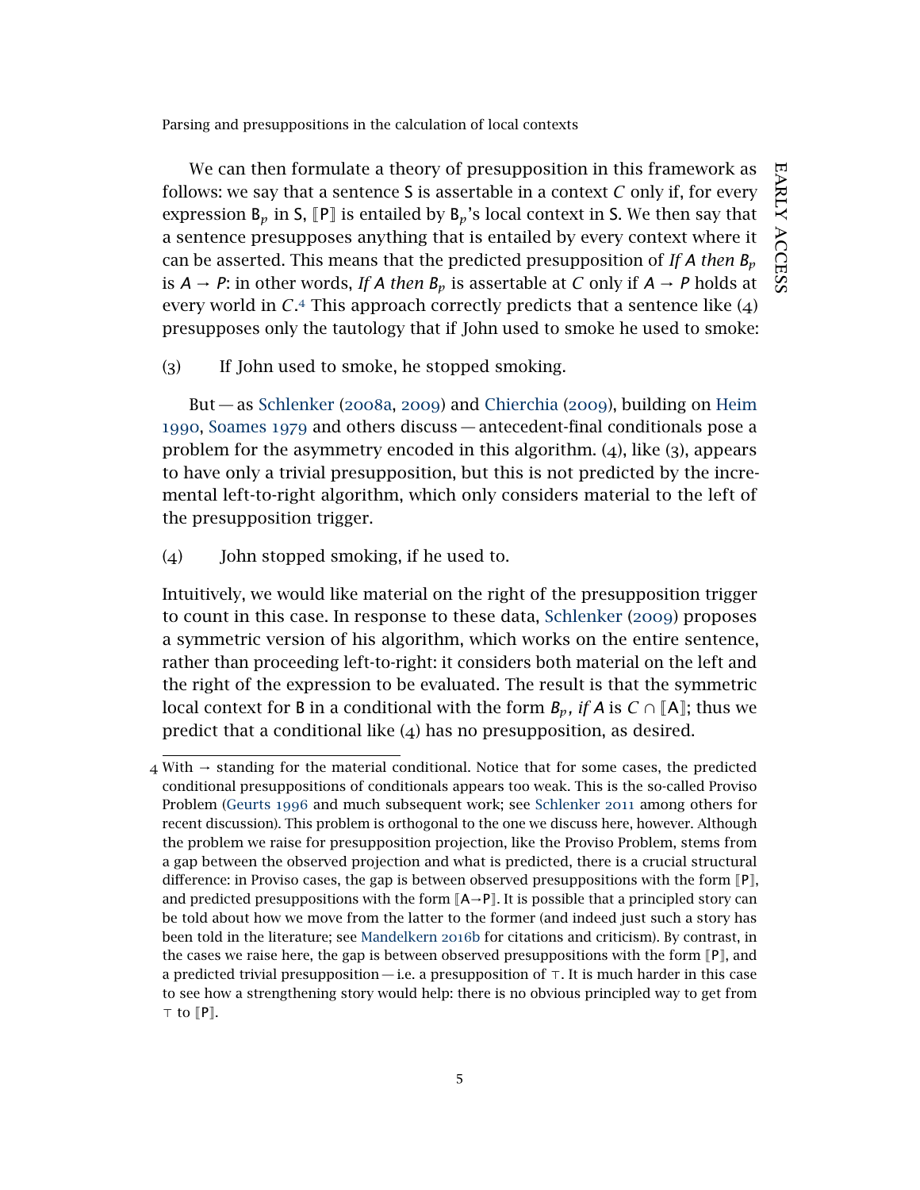We can then formulate a theory of presupposition in this framework as follows: we say that a sentence S is assertable in a context $C$ only if, for every expression $\mathsf{B}_p$ in S, $[\![\mathsf{P}]\!]$ is entailed by $\mathsf{B}_p$'s local context in S. We then say that a sentence presupposes anything that is entailed by every context where it can be asserted. This means that the predicted presupposition of *If* $A$ *then* $B_p$ is $A \rightarrow P$: in other words, *If* $A$ *then* $B_p$ is assertable at $C$ only if $A \rightarrow P$ holds at every world in $C$.[4] This approach correctly predicts that a sentence like (4) presupposes only the tautology that if John used to smoke he used to smoke:

(3) If John used to smoke, he stopped smoking.

But — as Schlenker (2008a, 2009) and Chierchia (2009), building on Heim 1990, Soames 1979 and others discuss — antecedent-final conditionals pose a problem for the asymmetry encoded in this algorithm. (4), like (3), appears to have only a trivial presupposition, but this is not predicted by the incremental left-to-right algorithm, which only considers material to the left of the presupposition trigger.

(4) John stopped smoking, if he used to.

Intuitively, we would like material on the right of the presupposition trigger to count in this case. In response to these data, Schlenker (2009) proposes a symmetric version of his algorithm, which works on the entire sentence, rather than proceeding left-to-right: it considers both material on the left and the right of the expression to be evaluated. The result is that the symmetric local context for B in a conditional with the form $B_p$*, if* $A$ is $C \cap [\![\mathsf{A}]\!]$; thus we predict that a conditional like (4) has no presupposition, as desired.

---

4 With $\rightarrow$ standing for the material conditional. Notice that for some cases, the predicted conditional presuppositions of conditionals appears too weak. This is the so-called Proviso Problem (Geurts 1996 and much subsequent work; see Schlenker 2011 among others for recent discussion). This problem is orthogonal to the one we discuss here, however. Although the problem we raise for presupposition projection, like the Proviso Problem, stems from a gap between the observed projection and what is predicted, there is a crucial structural difference: in Proviso cases, the gap is between observed presuppositions with the form $[\![\mathsf{P}]\!]$, and predicted presuppositions with the form $[\![\mathsf{A} \rightarrow \mathsf{P}]\!]$. It is possible that a principled story can be told about how we move from the latter to the former (and indeed just such a story has been told in the literature; see Mandelkern 2016b for citations and criticism). By contrast, in the cases we raise here, the gap is between observed presuppositions with the form $[\![\mathsf{P}]\!]$, and a predicted trivial presupposition — i.e. a presupposition of $\top$. It is much harder in this case to see how a strengthening story would help: there is no obvious principled way to get from $\top$ to $[\![\mathsf{P}]\!]$.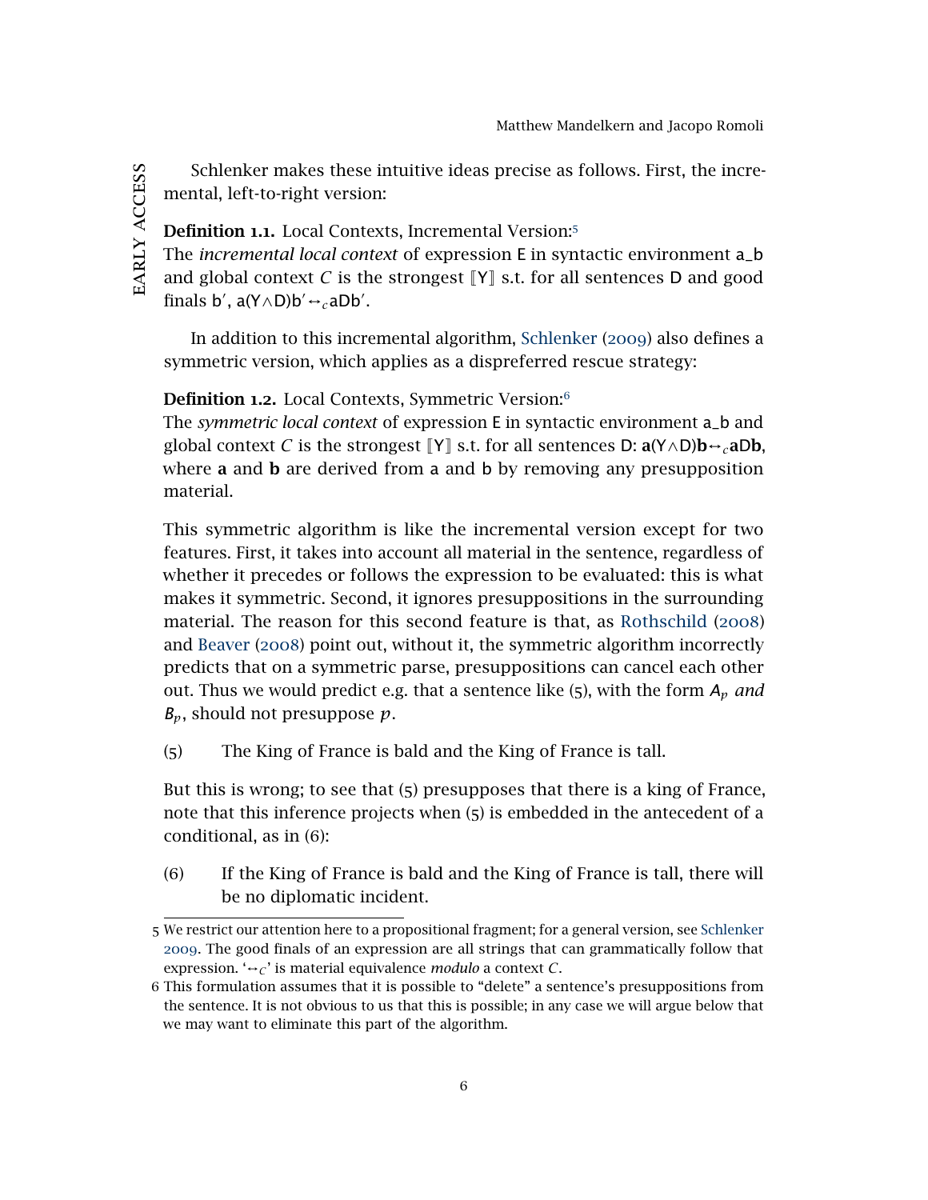Schlenker makes these intuitive ideas precise as follows. First, the incremental, left-to-right version:

**Definition 1.1.** Local Contexts, Incremental Version:[5]
The *incremental local context* of expression E in syntactic environment a_b and global context $C$ is the strongest ⟦Y⟧ s.t. for all sentences D and good finals b′, $\mathsf{a}(\mathsf{Y}\wedge\mathsf{D})\mathsf{b}' \leftrightarrow_c \mathsf{aDb}'$.

In addition to this incremental algorithm, Schlenker (2009) also defines a symmetric version, which applies as a dispreferred rescue strategy:

**Definition 1.2.** Local Contexts, Symmetric Version:[6]
The *symmetric local context* of expression E in syntactic environment a_b and global context $C$ is the strongest ⟦Y⟧ s.t. for all sentences D: $\mathbf{a}(\mathsf{Y}\wedge\mathsf{D})\mathbf{b} \leftrightarrow_c \mathbf{a}\mathsf{D}\mathbf{b}$, where **a** and **b** are derived from a and b by removing any presupposition material.

This symmetric algorithm is like the incremental version except for two features. First, it takes into account all material in the sentence, regardless of whether it precedes or follows the expression to be evaluated: this is what makes it symmetric. Second, it ignores presuppositions in the surrounding material. The reason for this second feature is that, as Rothschild (2008) and Beaver (2008) point out, without it, the symmetric algorithm incorrectly predicts that on a symmetric parse, presuppositions can cancel each other out. Thus we would predict e.g. that a sentence like (5), with the form $A_p$ *and* $B_p$, should not presuppose $p$.

(5) The King of France is bald and the King of France is tall.

But this is wrong; to see that (5) presupposes that there is a king of France, note that this inference projects when (5) is embedded in the antecedent of a conditional, as in (6):

(6) If the King of France is bald and the King of France is tall, there will be no diplomatic incident.

5 We restrict our attention here to a propositional fragment; for a general version, see Schlenker 2009. The good finals of an expression are all strings that can grammatically follow that expression. '$\leftrightarrow_C$' is material equivalence *modulo* a context $C$.

6 This formulation assumes that it is possible to "delete" a sentence's presuppositions from the sentence. It is not obvious to us that this is possible; in any case we will argue below that we may want to eliminate this part of the algorithm.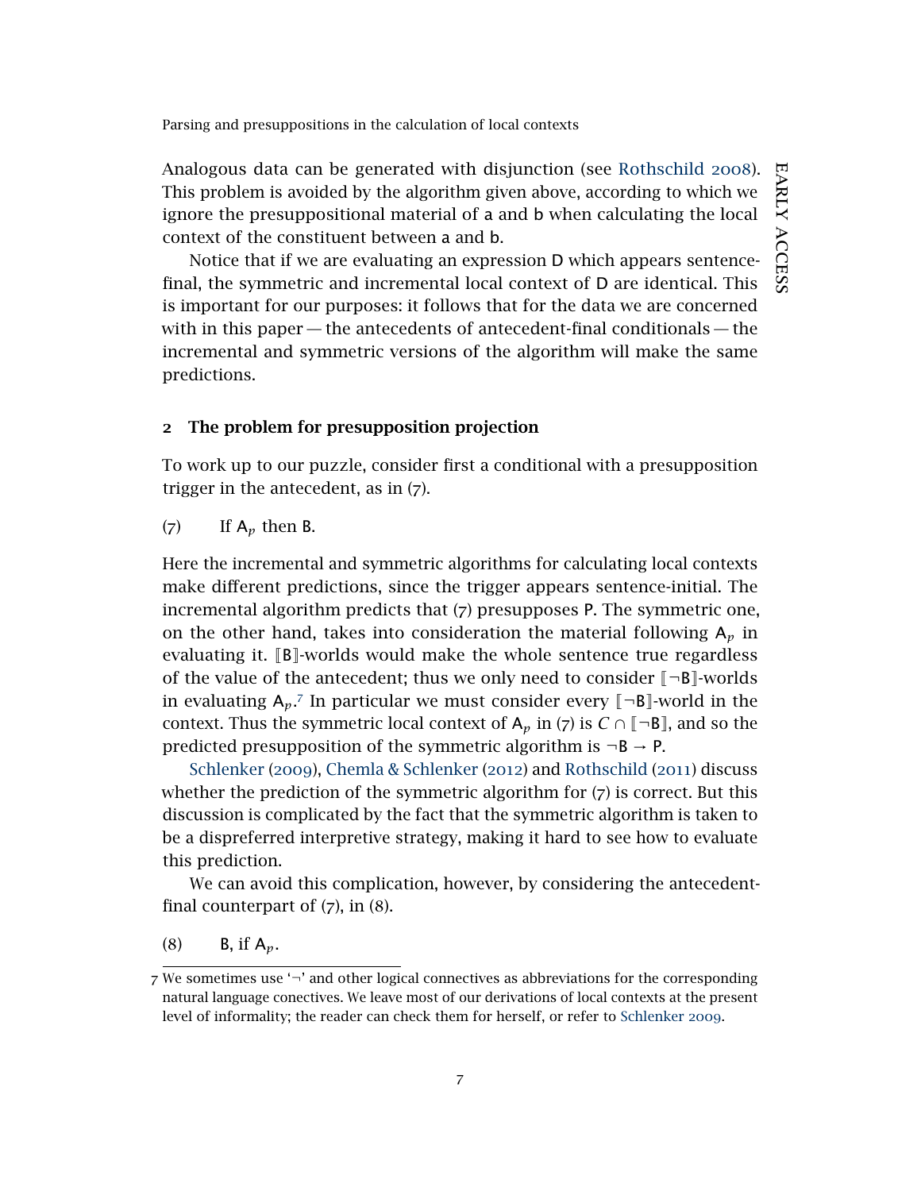Analogous data can be generated with disjunction (see Rothschild 2008). This problem is avoided by the algorithm given above, according to which we ignore the presuppositional material of a and b when calculating the local context of the constituent between a and b.

Notice that if we are evaluating an expression D which appears sentence-final, the symmetric and incremental local context of D are identical. This is important for our purposes: it follows that for the data we are concerned with in this paper — the antecedents of antecedent-final conditionals — the incremental and symmetric versions of the algorithm will make the same predictions.

## 2 The problem for presupposition projection

To work up to our puzzle, consider first a conditional with a presupposition trigger in the antecedent, as in (7).

(7) If $\mathsf{A}_p$ then B.

Here the incremental and symmetric algorithms for calculating local contexts make different predictions, since the trigger appears sentence-initial. The incremental algorithm predicts that (7) presupposes P. The symmetric one, on the other hand, takes into consideration the material following $\mathsf{A}_p$ in evaluating it. $[\![\mathsf{B}]\!]$-worlds would make the whole sentence true regardless of the value of the antecedent; thus we only need to consider $[\![\neg\mathsf{B}]\!]$-worlds in evaluating $\mathsf{A}_p$.[7] In particular we must consider every $[\![\neg\mathsf{B}]\!]$-world in the context. Thus the symmetric local context of $\mathsf{A}_p$ in (7) is $C \cap [\![\neg\mathsf{B}]\!]$, and so the predicted presupposition of the symmetric algorithm is $\neg\mathsf{B} \rightarrow \mathsf{P}$.

Schlenker (2009), Chemla & Schlenker (2012) and Rothschild (2011) discuss whether the prediction of the symmetric algorithm for (7) is correct. But this discussion is complicated by the fact that the symmetric algorithm is taken to be a dispreferred interpretive strategy, making it hard to see how to evaluate this prediction.

We can avoid this complication, however, by considering the antecedent-final counterpart of (7), in (8).

(8) B, if $\mathsf{A}_p$.

7 We sometimes use '¬' and other logical connectives as abbreviations for the corresponding natural language conectives. We leave most of our derivations of local contexts at the present level of informality; the reader can check them for herself, or refer to Schlenker 2009.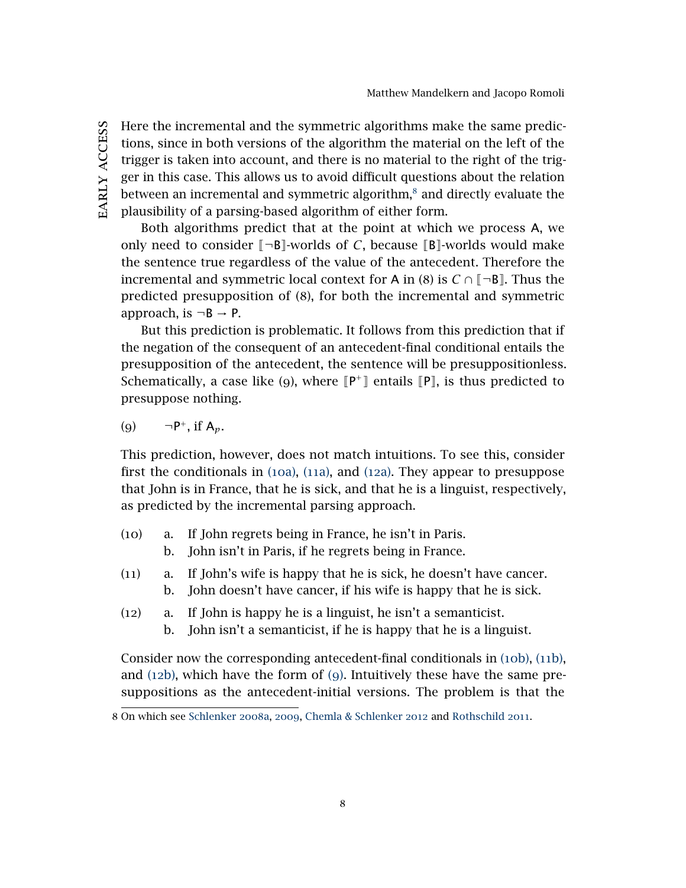Here the incremental and the symmetric algorithms make the same predictions, since in both versions of the algorithm the material on the left of the trigger is taken into account, and there is no material to the right of the trigger in this case. This allows us to avoid difficult questions about the relation between an incremental and symmetric algorithm,[8] and directly evaluate the plausibility of a parsing-based algorithm of either form.

Both algorithms predict that at the point at which we process A, we only need to consider $[\![\neg \mathsf{B}]\!]$-worlds of $C$, because $[\![\mathsf{B}]\!]$-worlds would make the sentence true regardless of the value of the antecedent. Therefore the incremental and symmetric local context for A in (8) is $C \cap [\![\neg \mathsf{B}]\!]$. Thus the predicted presupposition of (8), for both the incremental and symmetric approach, is $\neg \mathsf{B} \rightarrow \mathsf{P}$.

But this prediction is problematic. It follows from this prediction that if the negation of the consequent of an antecedent-final conditional entails the presupposition of the antecedent, the sentence will be presuppositionless. Schematically, a case like (9), where $[\![\mathsf{P}^+]\!]$ entails $[\![\mathsf{P}]\!]$, is thus predicted to presuppose nothing.

(9) $\neg \mathsf{P}^+$, if $\mathsf{A}_p$.

This prediction, however, does not match intuitions. To see this, consider first the conditionals in (10a), (11a), and (12a). They appear to presuppose that John is in France, that he is sick, and that he is a linguist, respectively, as predicted by the incremental parsing approach.

(10) a. If John regrets being in France, he isn't in Paris.
 b. John isn't in Paris, if he regrets being in France.

(11) a. If John's wife is happy that he is sick, he doesn't have cancer.
 b. John doesn't have cancer, if his wife is happy that he is sick.

(12) a. If John is happy he is a linguist, he isn't a semanticist.
 b. John isn't a semanticist, if he is happy that he is a linguist.

Consider now the corresponding antecedent-final conditionals in (10b), (11b), and (12b), which have the form of (9). Intuitively these have the same presuppositions as the antecedent-initial versions. The problem is that the

8 On which see Schlenker 2008a, 2009, Chemla & Schlenker 2012 and Rothschild 2011.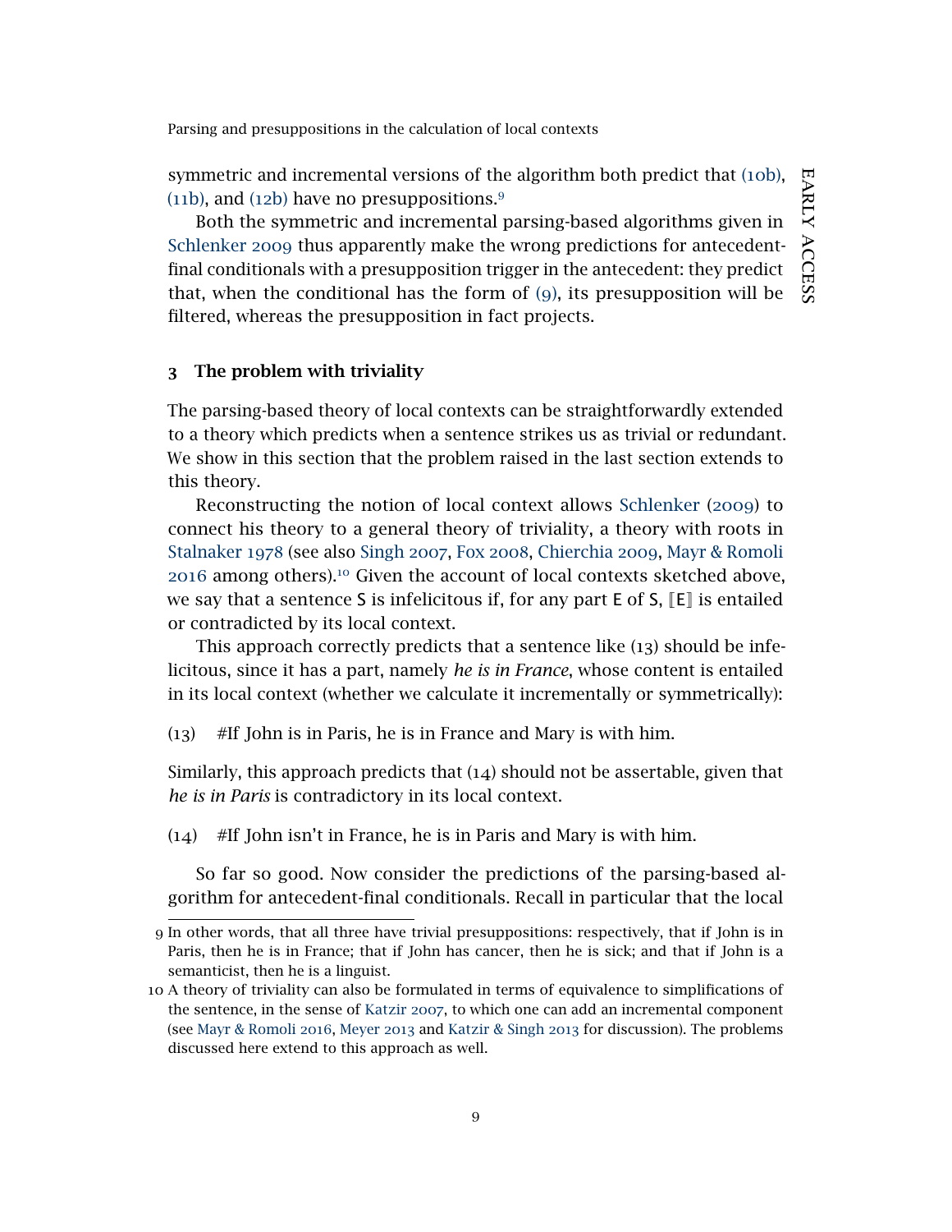symmetric and incremental versions of the algorithm both predict that (10b), (11b), and (12b) have no presuppositions.[9]

Both the symmetric and incremental parsing-based algorithms given in Schlenker 2009 thus apparently make the wrong predictions for antecedent-final conditionals with a presupposition trigger in the antecedent: they predict that, when the conditional has the form of (9), its presupposition will be filtered, whereas the presupposition in fact projects.

## 3 The problem with triviality

The parsing-based theory of local contexts can be straightforwardly extended to a theory which predicts when a sentence strikes us as trivial or redundant. We show in this section that the problem raised in the last section extends to this theory.

Reconstructing the notion of local context allows Schlenker (2009) to connect his theory to a general theory of triviality, a theory with roots in Stalnaker 1978 (see also Singh 2007, Fox 2008, Chierchia 2009, Mayr & Romoli 2016 among others).[10] Given the account of local contexts sketched above, we say that a sentence S is infelicitous if, for any part E of S, ⟦E⟧ is entailed or contradicted by its local context.

This approach correctly predicts that a sentence like (13) should be infelicitous, since it has a part, namely *he is in France*, whose content is entailed in its local context (whether we calculate it incrementally or symmetrically):

(13) #If John is in Paris, he is in France and Mary is with him.

Similarly, this approach predicts that (14) should not be assertable, given that *he is in Paris* is contradictory in its local context.

(14) #If John isn't in France, he is in Paris and Mary is with him.

So far so good. Now consider the predictions of the parsing-based algorithm for antecedent-final conditionals. Recall in particular that the local

---

9 In other words, that all three have trivial presuppositions: respectively, that if John is in Paris, then he is in France; that if John has cancer, then he is sick; and that if John is a semanticist, then he is a linguist.

10 A theory of triviality can also be formulated in terms of equivalence to simplifications of the sentence, in the sense of Katzir 2007, to which one can add an incremental component (see Mayr & Romoli 2016, Meyer 2013 and Katzir & Singh 2013 for discussion). The problems discussed here extend to this approach as well.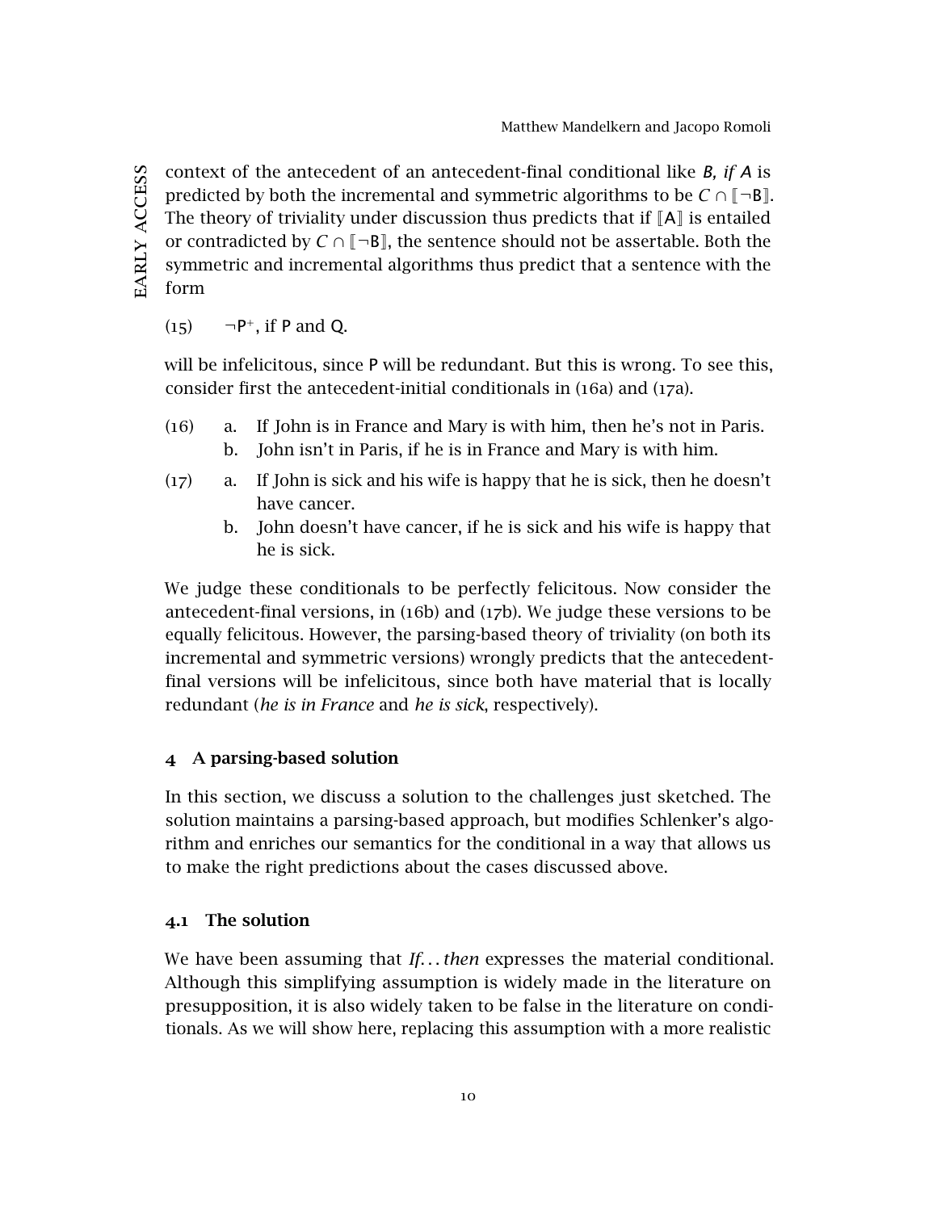context of the antecedent of an antecedent-final conditional like *B, if A* is predicted by both the incremental and symmetric algorithms to be $C \cap [\![\neg B]\!]$. The theory of triviality under discussion thus predicts that if $[\![A]\!]$ is entailed or contradicted by $C \cap [\![\neg B]\!]$, the sentence should not be assertable. Both the symmetric and incremental algorithms thus predict that a sentence with the form

(15) $\neg P^{+}$, if P and Q.

will be infelicitous, since P will be redundant. But this is wrong. To see this, consider first the antecedent-initial conditionals in (16a) and (17a).

(16) a. If John is in France and Mary is with him, then he's not in Paris.
b. John isn't in Paris, if he is in France and Mary is with him.

(17) a. If John is sick and his wife is happy that he is sick, then he doesn't have cancer.
b. John doesn't have cancer, if he is sick and his wife is happy that he is sick.

We judge these conditionals to be perfectly felicitous. Now consider the antecedent-final versions, in (16b) and (17b). We judge these versions to be equally felicitous. However, the parsing-based theory of triviality (on both its incremental and symmetric versions) wrongly predicts that the antecedent-final versions will be infelicitous, since both have material that is locally redundant (*he is in France* and *he is sick*, respectively).

## 4 A parsing-based solution

In this section, we discuss a solution to the challenges just sketched. The solution maintains a parsing-based approach, but modifies Schlenker's algorithm and enriches our semantics for the conditional in a way that allows us to make the right predictions about the cases discussed above.

### 4.1 The solution

We have been assuming that *If... then* expresses the material conditional. Although this simplifying assumption is widely made in the literature on presupposition, it is also widely taken to be false in the literature on conditionals. As we will show here, replacing this assumption with a more realistic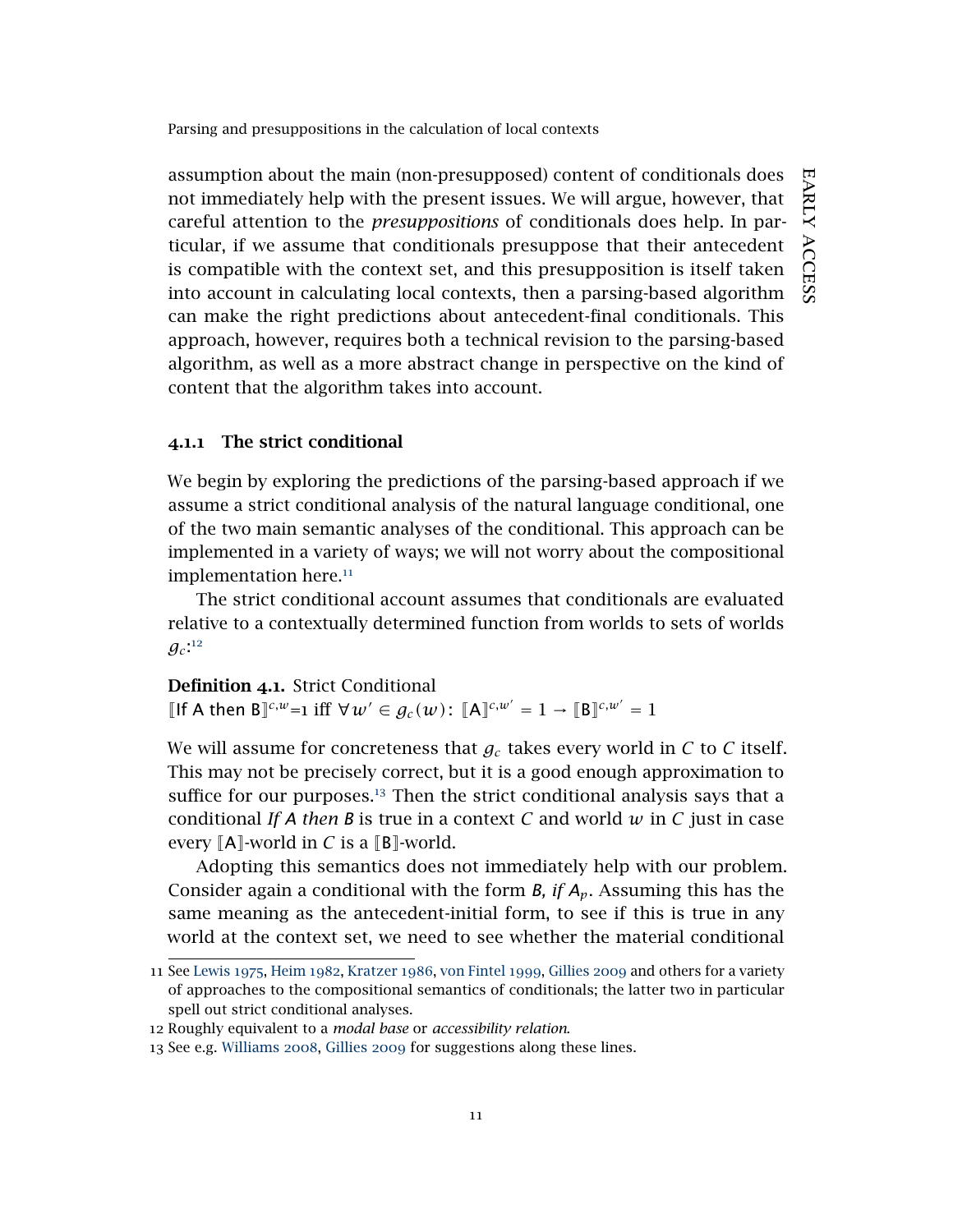assumption about the main (non-presupposed) content of conditionals does not immediately help with the present issues. We will argue, however, that careful attention to the *presuppositions* of conditionals does help. In particular, if we assume that conditionals presuppose that their antecedent is compatible with the context set, and this presupposition is itself taken into account in calculating local contexts, then a parsing-based algorithm can make the right predictions about antecedent-final conditionals. This approach, however, requires both a technical revision to the parsing-based algorithm, as well as a more abstract change in perspective on the kind of content that the algorithm takes into account.

### 4.1.1 The strict conditional

We begin by exploring the predictions of the parsing-based approach if we assume a strict conditional analysis of the natural language conditional, one of the two main semantic analyses of the conditional. This approach can be implemented in a variety of ways; we will not worry about the compositional implementation here.[11]

The strict conditional account assumes that conditionals are evaluated relative to a contextually determined function from worlds to sets of worlds $g_c$:[12]

**Definition 4.1.** Strict Conditional
$[\![\text{If A then B}]\!]^{c,w}$=1 iff $\forall w' \in g_c(w)\colon\ [\![\text{A}]\!]^{c,w'} = 1 \rightarrow [\![\text{B}]\!]^{c,w'} = 1$

We will assume for concreteness that $g_c$ takes every world in $C$ to $C$ itself. This may not be precisely correct, but it is a good enough approximation to suffice for our purposes.[13] Then the strict conditional analysis says that a conditional *If A then B* is true in a context $C$ and world $w$ in $C$ just in case every $[\![\text{A}]\!]$-world in $C$ is a $[\![\text{B}]\!]$-world.

Adopting this semantics does not immediately help with our problem. Consider again a conditional with the form *B, if* $A_p$. Assuming this has the same meaning as the antecedent-initial form, to see if this is true in any world at the context set, we need to see whether the material conditional

11 See Lewis 1975, Heim 1982, Kratzer 1986, von Fintel 1999, Gillies 2009 and others for a variety of approaches to the compositional semantics of conditionals; the latter two in particular spell out strict conditional analyses.

12 Roughly equivalent to a *modal base* or *accessibility relation*.

13 See e.g. Williams 2008, Gillies 2009 for suggestions along these lines.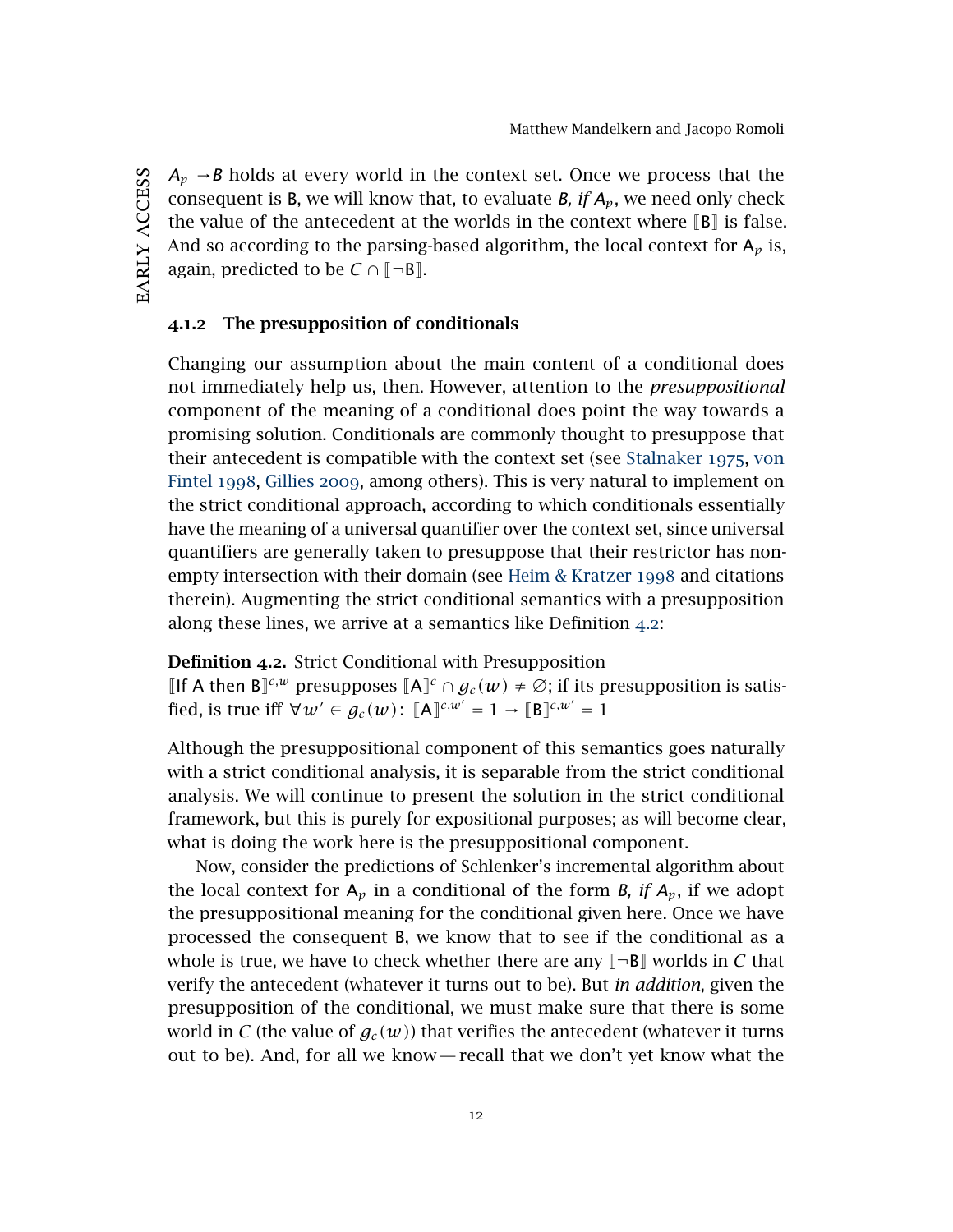$A_p \rightarrow B$ holds at every world in the context set. Once we process that the consequent is B, we will know that, to evaluate *B, if $A_p$*, we need only check the value of the antecedent at the worlds in the context where $[\![\mathsf{B}]\!]$ is false. And so according to the parsing-based algorithm, the local context for $\mathsf{A}_p$ is, again, predicted to be $C \cap [\![\neg\mathsf{B}]\!]$.

### 4.1.2 The presupposition of conditionals

Changing our assumption about the main content of a conditional does not immediately help us, then. However, attention to the *presuppositional* component of the meaning of a conditional does point the way towards a promising solution. Conditionals are commonly thought to presuppose that their antecedent is compatible with the context set (see Stalnaker 1975, von Fintel 1998, Gillies 2009, among others). This is very natural to implement on the strict conditional approach, according to which conditionals essentially have the meaning of a universal quantifier over the context set, since universal quantifiers are generally taken to presuppose that their restrictor has non-empty intersection with their domain (see Heim & Kratzer 1998 and citations therein). Augmenting the strict conditional semantics with a presupposition along these lines, we arrive at a semantics like Definition 4.2:

**Definition 4.2.** Strict Conditional with Presupposition
$[\![\mathsf{If\ A\ then\ B}]\!]^{c,w}$ presupposes $[\![\mathsf{A}]\!]^c \cap g_c(w) \neq \emptyset$; if its presupposition is satisfied, is true iff $\forall w' \in g_c(w)\colon [\![\mathsf{A}]\!]^{c,w'} = 1 \rightarrow [\![\mathsf{B}]\!]^{c,w'} = 1$

Although the presuppositional component of this semantics goes naturally with a strict conditional analysis, it is separable from the strict conditional analysis. We will continue to present the solution in the strict conditional framework, but this is purely for expositional purposes; as will become clear, what is doing the work here is the presuppositional component.

Now, consider the predictions of Schlenker's incremental algorithm about the local context for $\mathsf{A}_p$ in a conditional of the form *B, if $A_p$*, if we adopt the presuppositional meaning for the conditional given here. Once we have processed the consequent B, we know that to see if the conditional as a whole is true, we have to check whether there are any $[\![\neg\mathsf{B}]\!]$ worlds in $C$ that verify the antecedent (whatever it turns out to be). But *in addition*, given the presupposition of the conditional, we must make sure that there is some world in $C$ (the value of $g_c(w)$) that verifies the antecedent (whatever it turns out to be). And, for all we know — recall that we don't yet know what the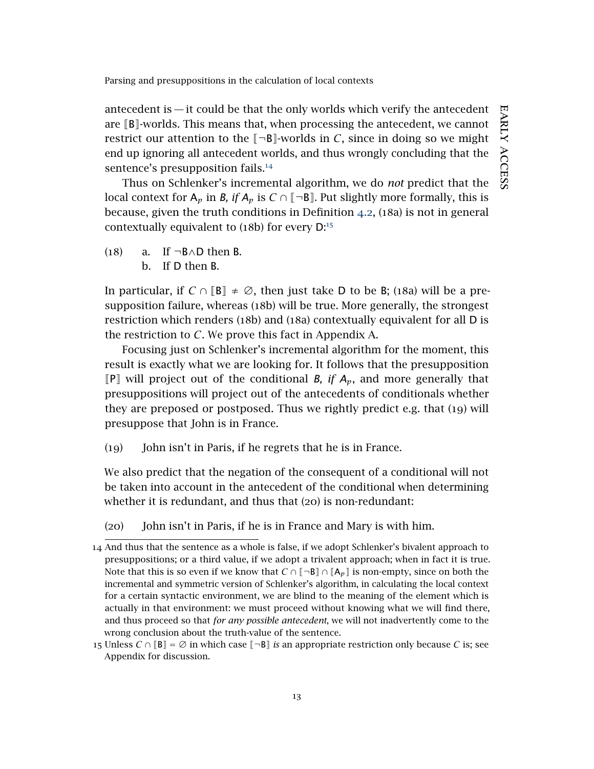antecedent is — it could be that the only worlds which verify the antecedent are $[\![B]\!]$-worlds. This means that, when processing the antecedent, we cannot restrict our attention to the $[\![\neg B]\!]$-worlds in $C$, since in doing so we might end up ignoring all antecedent worlds, and thus wrongly concluding that the sentence's presupposition fails.[14]

Thus on Schlenker's incremental algorithm, we do *not* predict that the local context for $A_p$ in *B, if* $A_p$ is $C \cap [\![\neg B]\!]$. Put slightly more formally, this is because, given the truth conditions in Definition 4.2, (18a) is not in general contextually equivalent to (18b) for every D:[15]

(18) a. If $\neg B \wedge D$ then B.
 b. If D then B.

In particular, if $C \cap [\![B]\!] \neq \emptyset$, then just take D to be B; (18a) will be a presupposition failure, whereas (18b) will be true. More generally, the strongest restriction which renders (18b) and (18a) contextually equivalent for all D is the restriction to $C$. We prove this fact in Appendix A.

Focusing just on Schlenker's incremental algorithm for the moment, this result is exactly what we are looking for. It follows that the presupposition $[\![P]\!]$ will project out of the conditional *B, if* $A_p$, and more generally that presuppositions will project out of the antecedents of conditionals whether they are preposed or postposed. Thus we rightly predict e.g. that (19) will presuppose that John is in France.

(19) John isn't in Paris, if he regrets that he is in France.

We also predict that the negation of the consequent of a conditional will not be taken into account in the antecedent of the conditional when determining whether it is redundant, and thus that (20) is non-redundant:

(20) John isn't in Paris, if he is in France and Mary is with him.

14 And thus that the sentence as a whole is false, if we adopt Schlenker's bivalent approach to presuppositions; or a third value, if we adopt a trivalent approach; when in fact it is true. Note that this is so even if we know that $C \cap [\![\neg B]\!] \cap [\![A_p]\!]$ is non-empty, since on both the incremental and symmetric version of Schlenker's algorithm, in calculating the local context for a certain syntactic environment, we are blind to the meaning of the element which is actually in that environment: we must proceed without knowing what we will find there, and thus proceed so that *for any possible antecedent*, we will not inadvertently come to the wrong conclusion about the truth-value of the sentence.

15 Unless $C \cap [\![B]\!] = \emptyset$ in which case $[\![\neg B]\!]$ *is* an appropriate restriction only because $C$ is; see Appendix for discussion.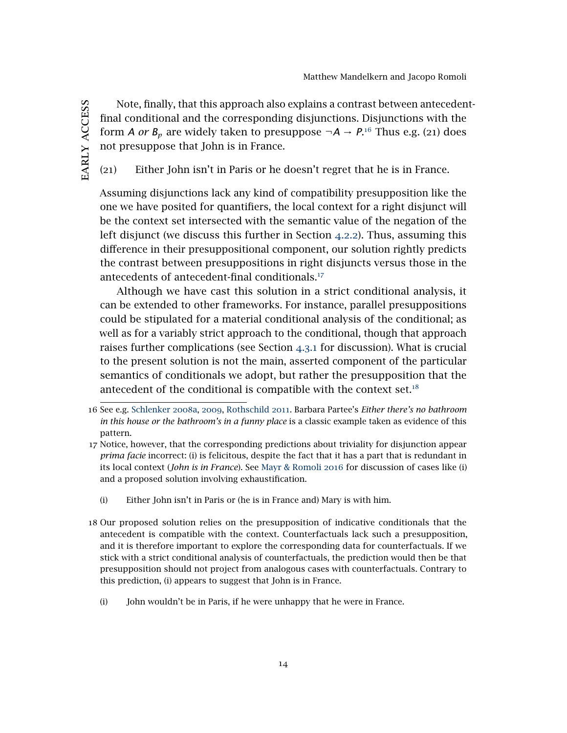Note, finally, that this approach also explains a contrast between antecedent-final conditional and the corresponding disjunctions. Disjunctions with the form *A or* $B_p$ are widely taken to presuppose $\neg A \rightarrow P$.[16] Thus e.g. (21) does not presuppose that John is in France.

(21) Either John isn't in Paris or he doesn't regret that he is in France.

Assuming disjunctions lack any kind of compatibility presupposition like the one we have posited for quantifiers, the local context for a right disjunct will be the context set intersected with the semantic value of the negation of the left disjunct (we discuss this further in Section 4.2.2). Thus, assuming this difference in their presuppositional component, our solution rightly predicts the contrast between presuppositions in right disjuncts versus those in the antecedents of antecedent-final conditionals.[17]

Although we have cast this solution in a strict conditional analysis, it can be extended to other frameworks. For instance, parallel presuppositions could be stipulated for a material conditional analysis of the conditional; as well as for a variably strict approach to the conditional, though that approach raises further complications (see Section 4.3.1 for discussion). What is crucial to the present solution is not the main, asserted component of the particular semantics of conditionals we adopt, but rather the presupposition that the antecedent of the conditional is compatible with the context set.[18]

---

16 See e.g. Schlenker 2008a, 2009, Rothschild 2011. Barbara Partee's *Either there's no bathroom in this house or the bathroom's in a funny place* is a classic example taken as evidence of this pattern.

17 Notice, however, that the corresponding predictions about triviality for disjunction appear *prima facie* incorrect: (i) is felicitous, despite the fact that it has a part that is redundant in its local context (*John is in France*). See Mayr & Romoli 2016 for discussion of cases like (i) and a proposed solution involving exhaustification.

(i) Either John isn't in Paris or (he is in France and) Mary is with him.

18 Our proposed solution relies on the presupposition of indicative conditionals that the antecedent is compatible with the context. Counterfactuals lack such a presupposition, and it is therefore important to explore the corresponding data for counterfactuals. If we stick with a strict conditional analysis of counterfactuals, the prediction would then be that presupposition should not project from analogous cases with counterfactuals. Contrary to this prediction, (i) appears to suggest that John is in France.

(i) John wouldn't be in Paris, if he were unhappy that he were in France.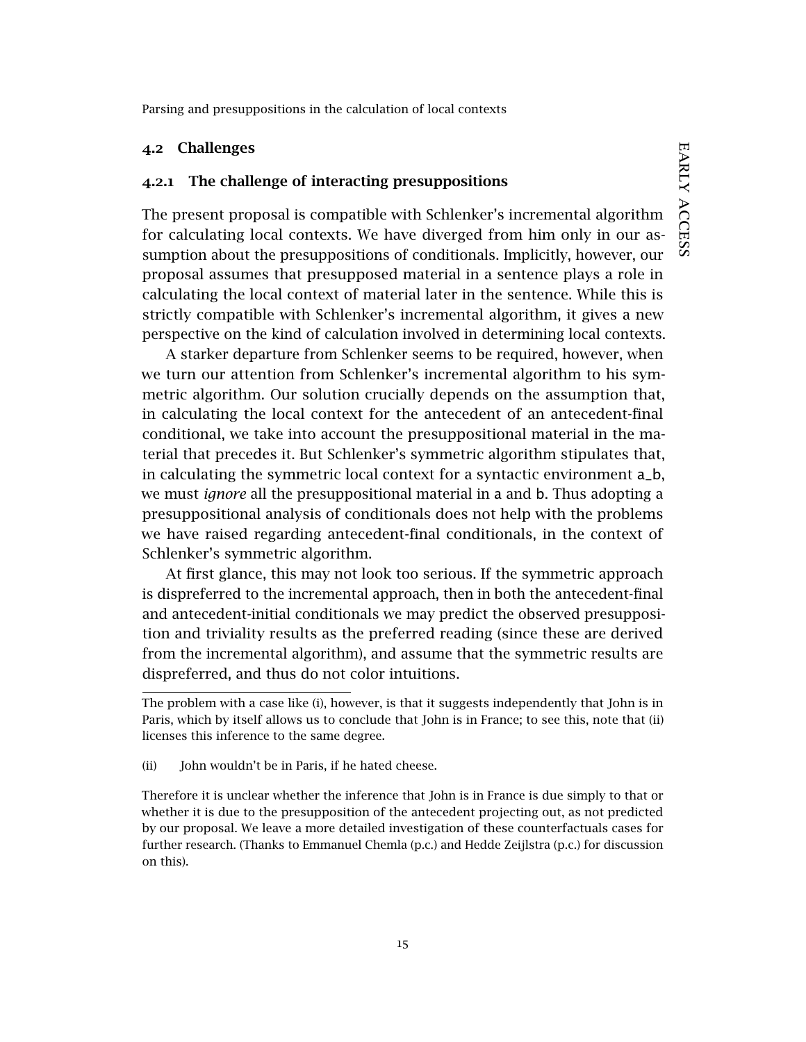### 4.2 Challenges

#### 4.2.1 The challenge of interacting presuppositions

The present proposal is compatible with Schlenker's incremental algorithm for calculating local contexts. We have diverged from him only in our assumption about the presuppositions of conditionals. Implicitly, however, our proposal assumes that presupposed material in a sentence plays a role in calculating the local context of material later in the sentence. While this is strictly compatible with Schlenker's incremental algorithm, it gives a new perspective on the kind of calculation involved in determining local contexts.

A starker departure from Schlenker seems to be required, however, when we turn our attention from Schlenker's incremental algorithm to his symmetric algorithm. Our solution crucially depends on the assumption that, in calculating the local context for the antecedent of an antecedent-final conditional, we take into account the presuppositional material in the material that precedes it. But Schlenker's symmetric algorithm stipulates that, in calculating the symmetric local context for a syntactic environment a_b, we must *ignore* all the presuppositional material in a and b. Thus adopting a presuppositional analysis of conditionals does not help with the problems we have raised regarding antecedent-final conditionals, in the context of Schlenker's symmetric algorithm.

At first glance, this may not look too serious. If the symmetric approach is dispreferred to the incremental approach, then in both the antecedent-final and antecedent-initial conditionals we may predict the observed presupposition and triviality results as the preferred reading (since these are derived from the incremental algorithm), and assume that the symmetric results are dispreferred, and thus do not color intuitions.

---

The problem with a case like (i), however, is that it suggests independently that John is in Paris, which by itself allows us to conclude that John is in France; to see this, note that (ii) licenses this inference to the same degree.

(ii) John wouldn't be in Paris, if he hated cheese.

Therefore it is unclear whether the inference that John is in France is due simply to that or whether it is due to the presupposition of the antecedent projecting out, as not predicted by our proposal. We leave a more detailed investigation of these counterfactuals cases for further research. (Thanks to Emmanuel Chemla (p.c.) and Hedde Zeijlstra (p.c.) for discussion on this).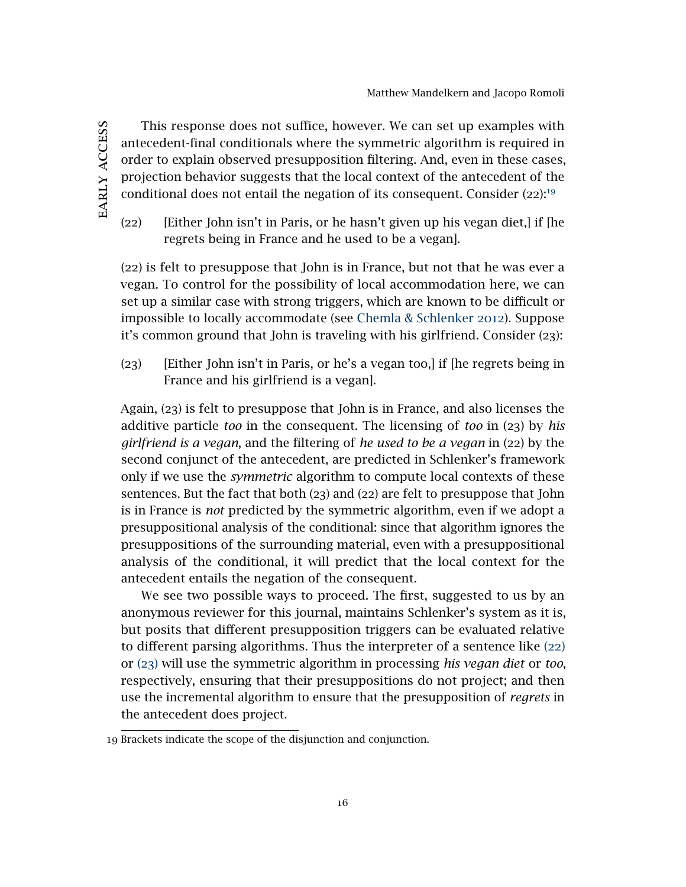This response does not suffice, however. We can set up examples with antecedent-final conditionals where the symmetric algorithm is required in order to explain observed presupposition filtering. And, even in these cases, projection behavior suggests that the local context of the antecedent of the conditional does not entail the negation of its consequent. Consider (22):[19]

(22) [Either John isn't in Paris, or he hasn't given up his vegan diet,] if [he regrets being in France and he used to be a vegan].

(22) is felt to presuppose that John is in France, but not that he was ever a vegan. To control for the possibility of local accommodation here, we can set up a similar case with strong triggers, which are known to be difficult or impossible to locally accommodate (see Chemla & Schlenker 2012). Suppose it's common ground that John is traveling with his girlfriend. Consider (23):

(23) [Either John isn't in Paris, or he's a vegan too,] if [he regrets being in France and his girlfriend is a vegan].

Again, (23) is felt to presuppose that John is in France, and also licenses the additive particle *too* in the consequent. The licensing of *too* in (23) by *his girlfriend is a vegan*, and the filtering of *he used to be a vegan* in (22) by the second conjunct of the antecedent, are predicted in Schlenker's framework only if we use the *symmetric* algorithm to compute local contexts of these sentences. But the fact that both (23) and (22) are felt to presuppose that John is in France is *not* predicted by the symmetric algorithm, even if we adopt a presuppositional analysis of the conditional: since that algorithm ignores the presuppositions of the surrounding material, even with a presuppositional analysis of the conditional, it will predict that the local context for the antecedent entails the negation of the consequent.

We see two possible ways to proceed. The first, suggested to us by an anonymous reviewer for this journal, maintains Schlenker's system as it is, but posits that different presupposition triggers can be evaluated relative to different parsing algorithms. Thus the interpreter of a sentence like (22) or (23) will use the symmetric algorithm in processing *his vegan diet* or *too*, respectively, ensuring that their presuppositions do not project; and then use the incremental algorithm to ensure that the presupposition of *regrets* in the antecedent does project.

19 Brackets indicate the scope of the disjunction and conjunction.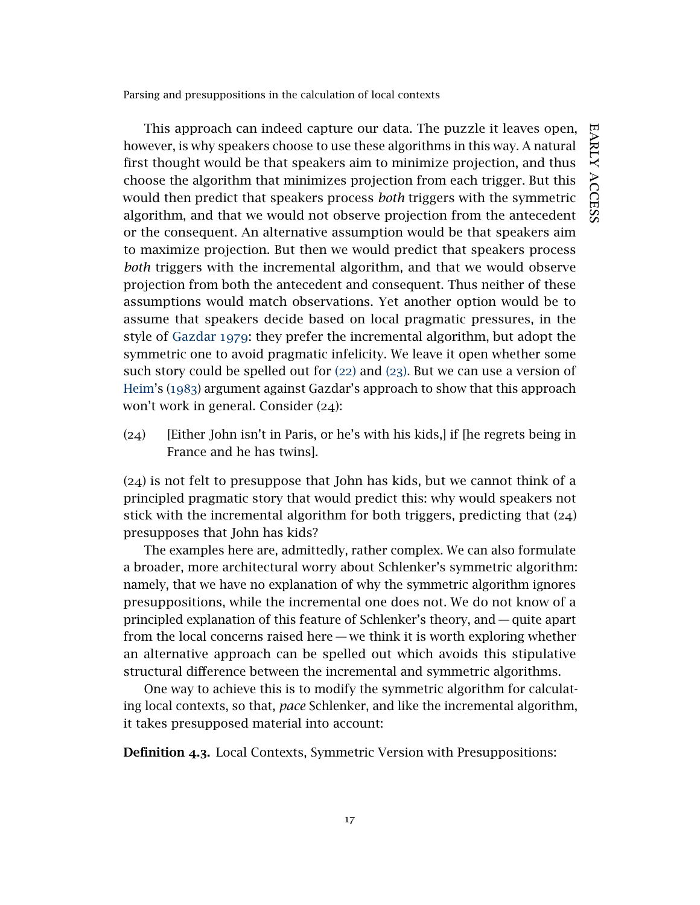This approach can indeed capture our data. The puzzle it leaves open, however, is why speakers choose to use these algorithms in this way. A natural first thought would be that speakers aim to minimize projection, and thus choose the algorithm that minimizes projection from each trigger. But this would then predict that speakers process *both* triggers with the symmetric algorithm, and that we would not observe projection from the antecedent or the consequent. An alternative assumption would be that speakers aim to maximize projection. But then we would predict that speakers process *both* triggers with the incremental algorithm, and that we would observe projection from both the antecedent and consequent. Thus neither of these assumptions would match observations. Yet another option would be to assume that speakers decide based on local pragmatic pressures, in the style of Gazdar 1979: they prefer the incremental algorithm, but adopt the symmetric one to avoid pragmatic infelicity. We leave it open whether some such story could be spelled out for (22) and (23). But we can use a version of Heim's (1983) argument against Gazdar's approach to show that this approach won't work in general. Consider (24):

(24) [Either John isn't in Paris, or he's with his kids,] if [he regrets being in France and he has twins].

(24) is not felt to presuppose that John has kids, but we cannot think of a principled pragmatic story that would predict this: why would speakers not stick with the incremental algorithm for both triggers, predicting that (24) presupposes that John has kids?

The examples here are, admittedly, rather complex. We can also formulate a broader, more architectural worry about Schlenker's symmetric algorithm: namely, that we have no explanation of why the symmetric algorithm ignores presuppositions, while the incremental one does not. We do not know of a principled explanation of this feature of Schlenker's theory, and — quite apart from the local concerns raised here — we think it is worth exploring whether an alternative approach can be spelled out which avoids this stipulative structural difference between the incremental and symmetric algorithms.

One way to achieve this is to modify the symmetric algorithm for calculating local contexts, so that, *pace* Schlenker, and like the incremental algorithm, it takes presupposed material into account:

**Definition 4.3.** Local Contexts, Symmetric Version with Presuppositions: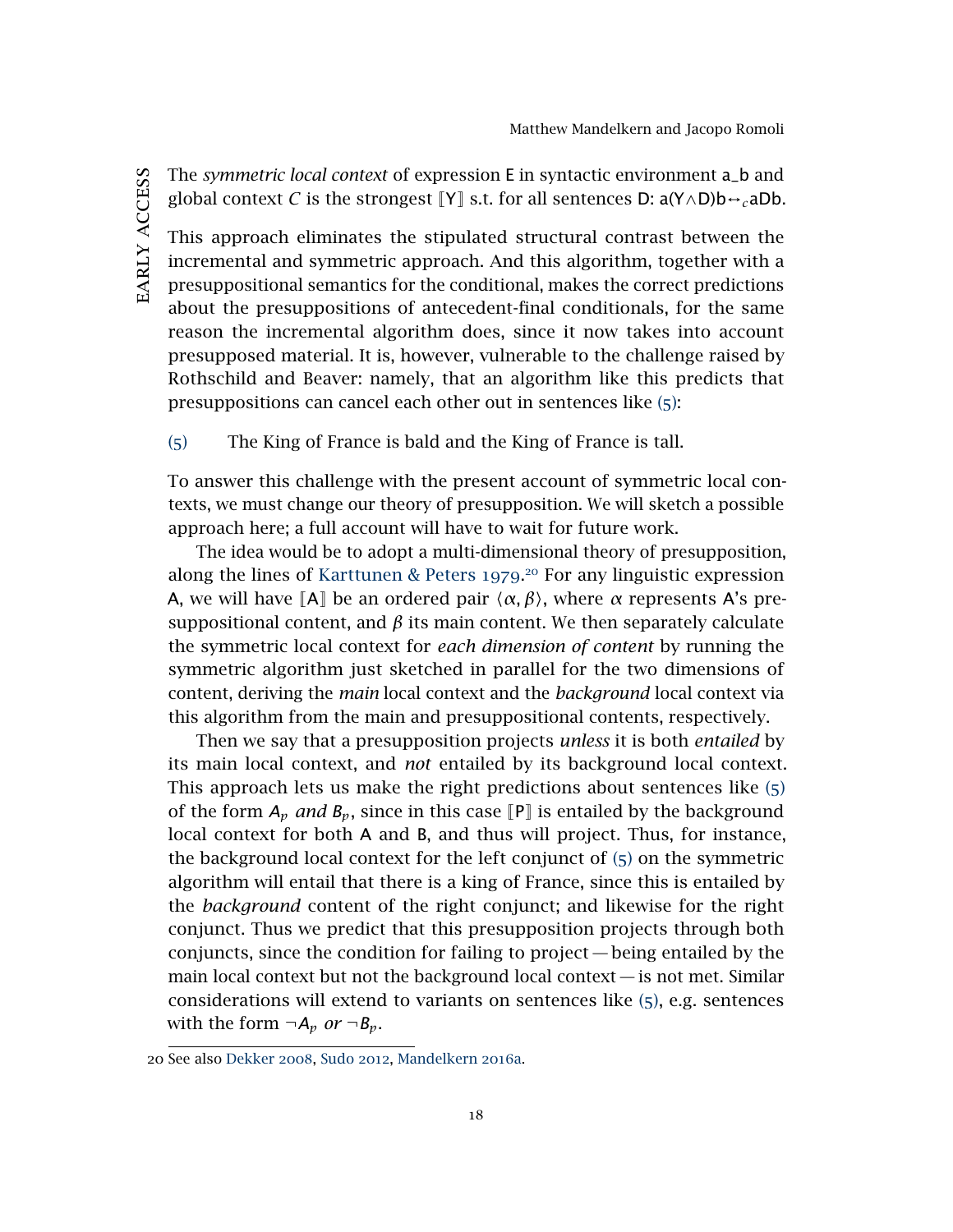The *symmetric local context* of expression E in syntactic environment a_b and global context $C$ is the strongest $[\![\mathsf{Y}]\!]$ s.t. for all sentences D: $\mathsf{a(Y \wedge D)b} \leftrightarrow_c \mathsf{aDb}$.

This approach eliminates the stipulated structural contrast between the incremental and symmetric approach. And this algorithm, together with a presuppositional semantics for the conditional, makes the correct predictions about the presuppositions of antecedent-final conditionals, for the same reason the incremental algorithm does, since it now takes into account presupposed material. It is, however, vulnerable to the challenge raised by Rothschild and Beaver: namely, that an algorithm like this predicts that presuppositions can cancel each other out in sentences like (5):

(5) The King of France is bald and the King of France is tall.

To answer this challenge with the present account of symmetric local contexts, we must change our theory of presupposition. We will sketch a possible approach here; a full account will have to wait for future work.

The idea would be to adopt a multi-dimensional theory of presupposition, along the lines of Karttunen & Peters 1979.[20] For any linguistic expression A, we will have $[\![\mathsf{A}]\!]$ be an ordered pair $\langle \alpha, \beta \rangle$, where $\alpha$ represents A's presuppositional content, and $\beta$ its main content. We then separately calculate the symmetric local context for *each dimension of content* by running the symmetric algorithm just sketched in parallel for the two dimensions of content, deriving the *main* local context and the *background* local context via this algorithm from the main and presuppositional contents, respectively.

Then we say that a presupposition projects *unless* it is both *entailed* by its main local context, and *not* entailed by its background local context. This approach lets us make the right predictions about sentences like (5) of the form $A_p$ *and* $B_p$, since in this case $[\![\mathsf{P}]\!]$ is entailed by the background local context for both A and B, and thus will project. Thus, for instance, the background local context for the left conjunct of (5) on the symmetric algorithm will entail that there is a king of France, since this is entailed by the *background* content of the right conjunct; and likewise for the right conjunct. Thus we predict that this presupposition projects through both conjuncts, since the condition for failing to project — being entailed by the main local context but not the background local context — is not met. Similar considerations will extend to variants on sentences like (5), e.g. sentences with the form $\neg A_p$ *or* $\neg B_p$.

20 See also Dekker 2008, Sudo 2012, Mandelkern 2016a.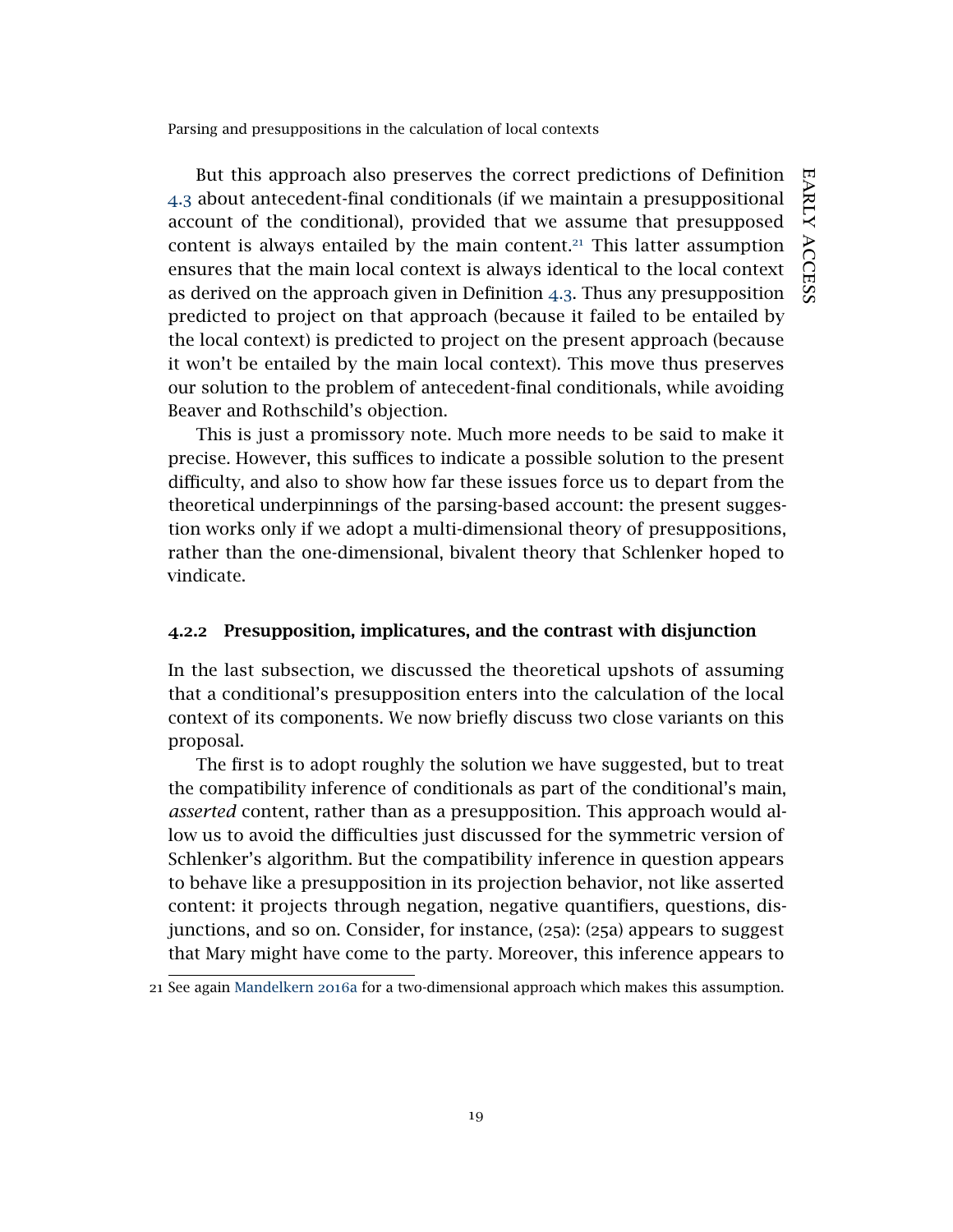But this approach also preserves the correct predictions of Definition 4.3 about antecedent-final conditionals (if we maintain a presuppositional account of the conditional), provided that we assume that presupposed content is always entailed by the main content.[21] This latter assumption ensures that the main local context is always identical to the local context as derived on the approach given in Definition 4.3. Thus any presupposition predicted to project on that approach (because it failed to be entailed by the local context) is predicted to project on the present approach (because it won't be entailed by the main local context). This move thus preserves our solution to the problem of antecedent-final conditionals, while avoiding Beaver and Rothschild's objection.

This is just a promissory note. Much more needs to be said to make it precise. However, this suffices to indicate a possible solution to the present difficulty, and also to show how far these issues force us to depart from the theoretical underpinnings of the parsing-based account: the present suggestion works only if we adopt a multi-dimensional theory of presuppositions, rather than the one-dimensional, bivalent theory that Schlenker hoped to vindicate.

### 4.2.2 Presupposition, implicatures, and the contrast with disjunction

In the last subsection, we discussed the theoretical upshots of assuming that a conditional's presupposition enters into the calculation of the local context of its components. We now briefly discuss two close variants on this proposal.

The first is to adopt roughly the solution we have suggested, but to treat the compatibility inference of conditionals as part of the conditional's main, *asserted* content, rather than as a presupposition. This approach would allow us to avoid the difficulties just discussed for the symmetric version of Schlenker's algorithm. But the compatibility inference in question appears to behave like a presupposition in its projection behavior, not like asserted content: it projects through negation, negative quantifiers, questions, disjunctions, and so on. Consider, for instance, (25a): (25a) appears to suggest that Mary might have come to the party. Moreover, this inference appears to

21 See again Mandelkern 2016a for a two-dimensional approach which makes this assumption.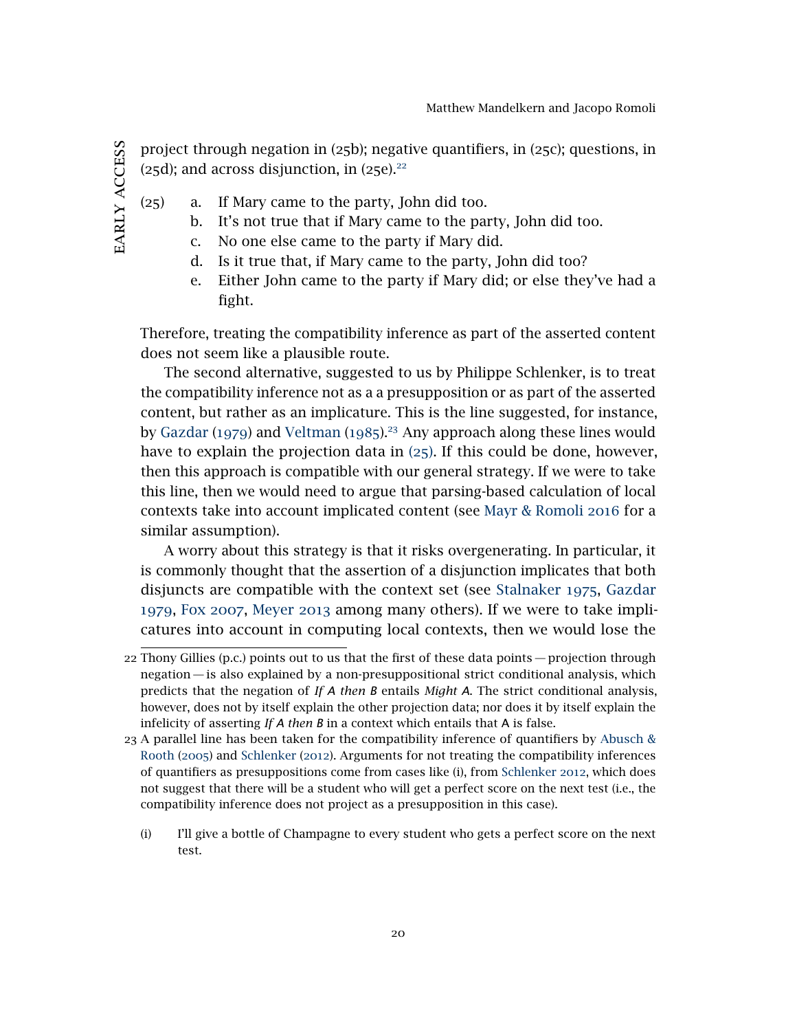project through negation in (25b); negative quantifiers, in (25c); questions, in (25d); and across disjunction, in (25e).[22]

(25)
a. If Mary came to the party, John did too.
b. It's not true that if Mary came to the party, John did too.
c. No one else came to the party if Mary did.
d. Is it true that, if Mary came to the party, John did too?
e. Either John came to the party if Mary did; or else they've had a fight.

Therefore, treating the compatibility inference as part of the asserted content does not seem like a plausible route.

The second alternative, suggested to us by Philippe Schlenker, is to treat the compatibility inference not as a a presupposition or as part of the asserted content, but rather as an implicature. This is the line suggested, for instance, by Gazdar (1979) and Veltman (1985).[23] Any approach along these lines would have to explain the projection data in (25). If this could be done, however, then this approach is compatible with our general strategy. If we were to take this line, then we would need to argue that parsing-based calculation of local contexts take into account implicated content (see Mayr & Romoli 2016 for a similar assumption).

A worry about this strategy is that it risks overgenerating. In particular, it is commonly thought that the assertion of a disjunction implicates that both disjuncts are compatible with the context set (see Stalnaker 1975, Gazdar 1979, Fox 2007, Meyer 2013 among many others). If we were to take implicatures into account in computing local contexts, then we would lose the

---

22 Thony Gillies (p.c.) points out to us that the first of these data points — projection through negation — is also explained by a non-presuppositional strict conditional analysis, which predicts that the negation of *If A then B* entails *Might A*. The strict conditional analysis, however, does not by itself explain the other projection data; nor does it by itself explain the infelicity of asserting *If A then B* in a context which entails that A is false.

23 A parallel line has been taken for the compatibility inference of quantifiers by Abusch & Rooth (2005) and Schlenker (2012). Arguments for not treating the compatibility inferences of quantifiers as presuppositions come from cases like (i), from Schlenker 2012, which does not suggest that there will be a student who will get a perfect score on the next test (i.e., the compatibility inference does not project as a presupposition in this case).

(i) I'll give a bottle of Champagne to every student who gets a perfect score on the next test.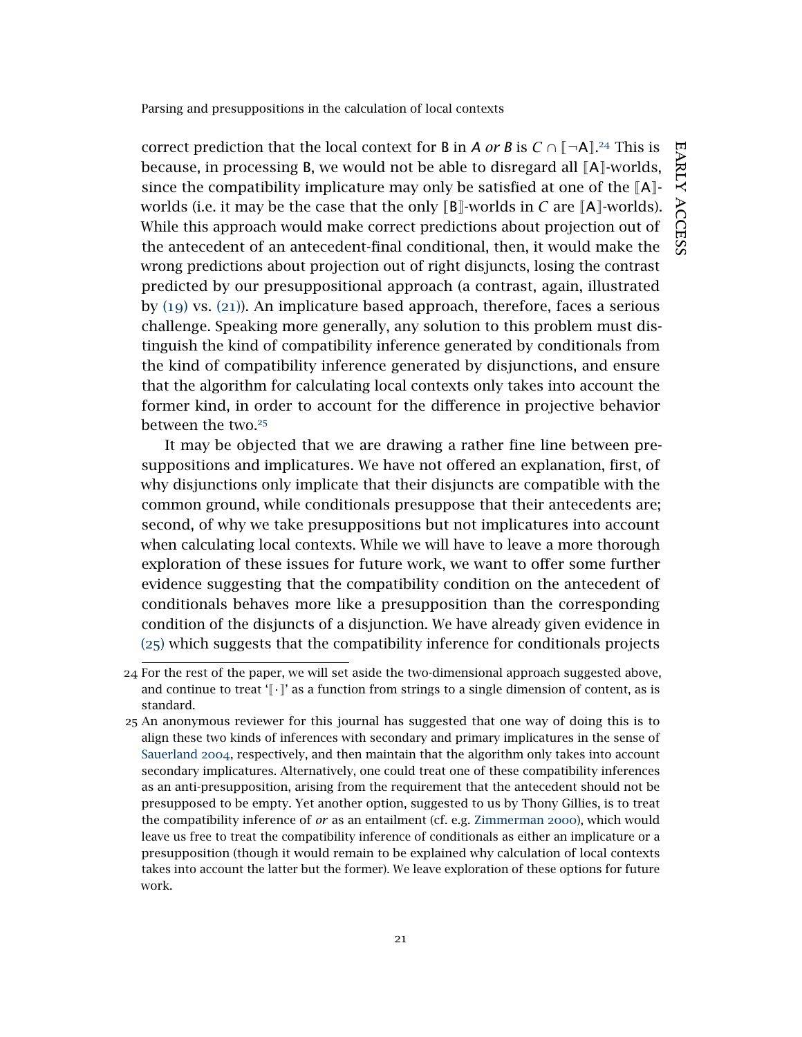correct prediction that the local context for B in *A or B* is $C \cap [\![\neg A]\!]$.[24] This is because, in processing B, we would not be able to disregard all $[\![A]\!]$-worlds, since the compatibility implicature may only be satisfied at one of the $[\![A]\!]$-worlds (i.e. it may be the case that the only $[\![B]\!]$-worlds in $C$ are $[\![A]\!]$-worlds). While this approach would make correct predictions about projection out of the antecedent of an antecedent-final conditional, then, it would make the wrong predictions about projection out of right disjuncts, losing the contrast predicted by our presuppositional approach (a contrast, again, illustrated by (19) vs. (21)). An implicature based approach, therefore, faces a serious challenge. Speaking more generally, any solution to this problem must distinguish the kind of compatibility inference generated by conditionals from the kind of compatibility inference generated by disjunctions, and ensure that the algorithm for calculating local contexts only takes into account the former kind, in order to account for the difference in projective behavior between the two.[25]

It may be objected that we are drawing a rather fine line between presuppositions and implicatures. We have not offered an explanation, first, of why disjunctions only implicate that their disjuncts are compatible with the common ground, while conditionals presuppose that their antecedents are; second, of why we take presuppositions but not implicatures into account when calculating local contexts. While we will have to leave a more thorough exploration of these issues for future work, we want to offer some further evidence suggesting that the compatibility condition on the antecedent of conditionals behaves more like a presupposition than the corresponding condition of the disjuncts of a disjunction. We have already given evidence in (25) which suggests that the compatibility inference for conditionals projects

24 For the rest of the paper, we will set aside the two-dimensional approach suggested above, and continue to treat '$[\![\cdot]\!]$' as a function from strings to a single dimension of content, as is standard.

25 An anonymous reviewer for this journal has suggested that one way of doing this is to align these two kinds of inferences with secondary and primary implicatures in the sense of Sauerland 2004, respectively, and then maintain that the algorithm only takes into account secondary implicatures. Alternatively, one could treat one of these compatibility inferences as an anti-presupposition, arising from the requirement that the antecedent should not be presupposed to be empty. Yet another option, suggested to us by Thony Gillies, is to treat the compatibility inference of *or* as an entailment (cf. e.g. Zimmerman 2000), which would leave us free to treat the compatibility inference of conditionals as either an implicature or a presupposition (though it would remain to be explained why calculation of local contexts takes into account the latter but the former). We leave exploration of these options for future work.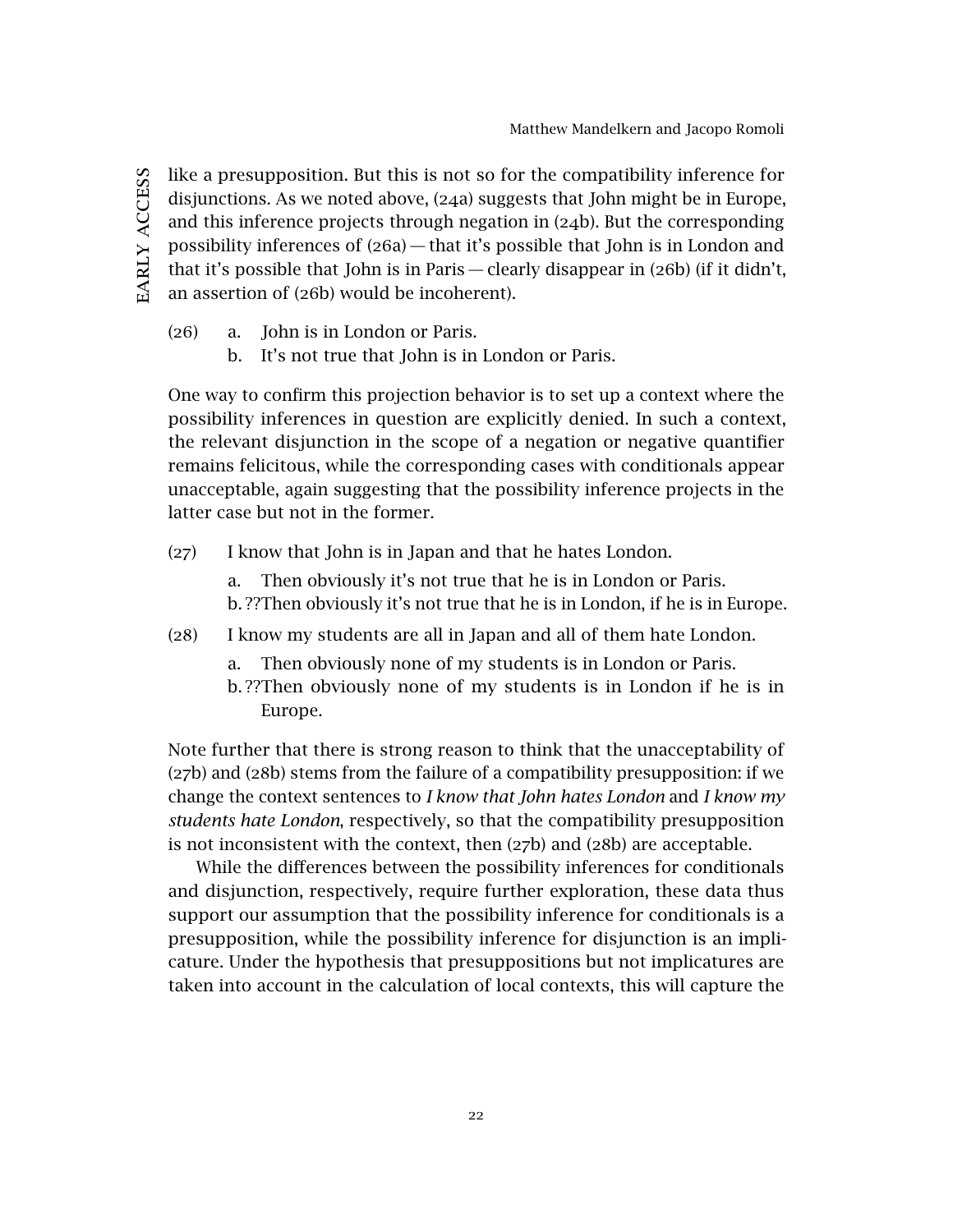like a presupposition. But this is not so for the compatibility inference for disjunctions. As we noted above, (24a) suggests that John might be in Europe, and this inference projects through negation in (24b). But the corresponding possibility inferences of (26a) — that it's possible that John is in London and that it's possible that John is in Paris — clearly disappear in (26b) (if it didn't, an assertion of (26b) would be incoherent).

(26) a. John is in London or Paris.
b. It's not true that John is in London or Paris.

One way to confirm this projection behavior is to set up a context where the possibility inferences in question are explicitly denied. In such a context, the relevant disjunction in the scope of a negation or negative quantifier remains felicitous, while the corresponding cases with conditionals appear unacceptable, again suggesting that the possibility inference projects in the latter case but not in the former.

(27) I know that John is in Japan and that he hates London.
a. Then obviously it's not true that he is in London or Paris.
b. ??Then obviously it's not true that he is in London, if he is in Europe.

(28) I know my students are all in Japan and all of them hate London.
a. Then obviously none of my students is in London or Paris.
b. ??Then obviously none of my students is in London if he is in Europe.

Note further that there is strong reason to think that the unacceptability of (27b) and (28b) stems from the failure of a compatibility presupposition: if we change the context sentences to *I know that John hates London* and *I know my students hate London*, respectively, so that the compatibility presupposition is not inconsistent with the context, then (27b) and (28b) are acceptable.

While the differences between the possibility inferences for conditionals and disjunction, respectively, require further exploration, these data thus support our assumption that the possibility inference for conditionals is a presupposition, while the possibility inference for disjunction is an implicature. Under the hypothesis that presuppositions but not implicatures are taken into account in the calculation of local contexts, this will capture the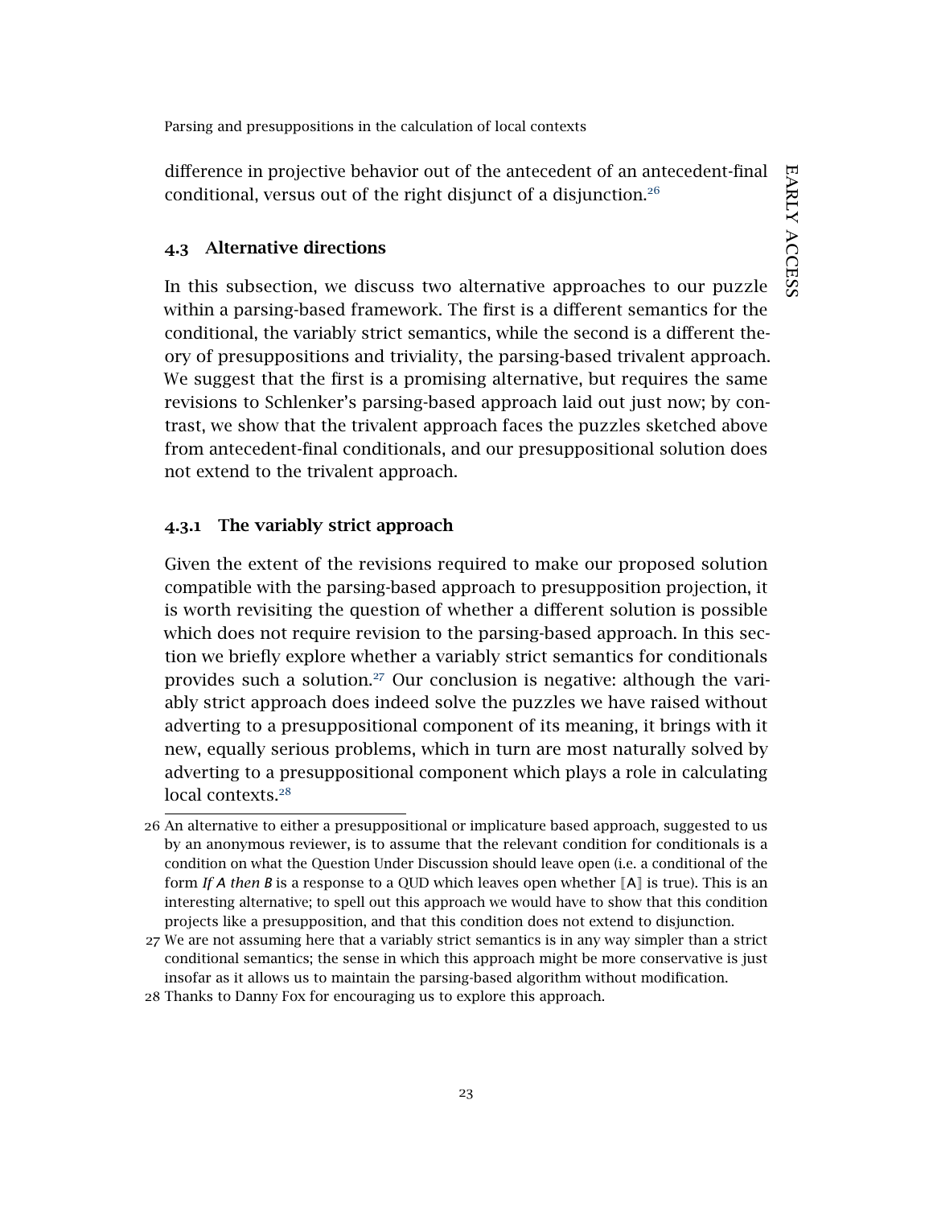difference in projective behavior out of the antecedent of an antecedent-final conditional, versus out of the right disjunct of a disjunction.[26]

### 4.3 Alternative directions

In this subsection, we discuss two alternative approaches to our puzzle within a parsing-based framework. The first is a different semantics for the conditional, the variably strict semantics, while the second is a different theory of presuppositions and triviality, the parsing-based trivalent approach. We suggest that the first is a promising alternative, but requires the same revisions to Schlenker's parsing-based approach laid out just now; by contrast, we show that the trivalent approach faces the puzzles sketched above from antecedent-final conditionals, and our presuppositional solution does not extend to the trivalent approach.

#### 4.3.1 The variably strict approach

Given the extent of the revisions required to make our proposed solution compatible with the parsing-based approach to presupposition projection, it is worth revisiting the question of whether a different solution is possible which does not require revision to the parsing-based approach. In this section we briefly explore whether a variably strict semantics for conditionals provides such a solution.[27] Our conclusion is negative: although the variably strict approach does indeed solve the puzzles we have raised without adverting to a presuppositional component of its meaning, it brings with it new, equally serious problems, which in turn are most naturally solved by adverting to a presuppositional component which plays a role in calculating local contexts.[28]

---

26 An alternative to either a presuppositional or implicature based approach, suggested to us by an anonymous reviewer, is to assume that the relevant condition for conditionals is a condition on what the Question Under Discussion should leave open (i.e. a conditional of the form *If A then B* is a response to a QUD which leaves open whether $[\![A]\!]$ is true). This is an interesting alternative; to spell out this approach we would have to show that this condition projects like a presupposition, and that this condition does not extend to disjunction.

27 We are not assuming here that a variably strict semantics is in any way simpler than a strict conditional semantics; the sense in which this approach might be more conservative is just insofar as it allows us to maintain the parsing-based algorithm without modification.

28 Thanks to Danny Fox for encouraging us to explore this approach.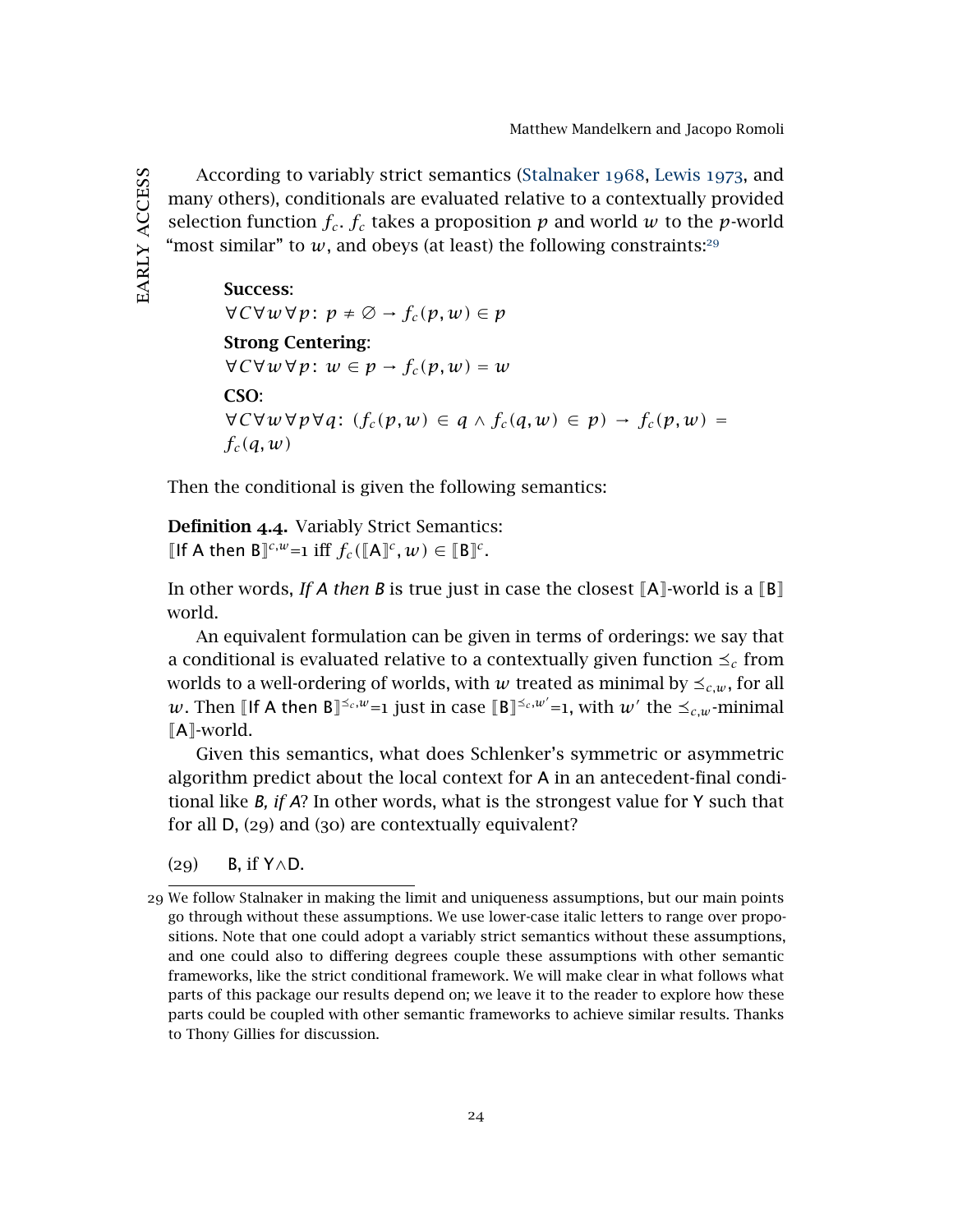According to variably strict semantics (Stalnaker 1968, Lewis 1973, and many others), conditionals are evaluated relative to a contextually provided selection function $f_c$. $f_c$ takes a proposition $p$ and world $w$ to the $p$-world "most similar" to $w$, and obeys (at least) the following constraints:[29]

**Success**:
$\forall C \forall w \forall p\colon\ p \neq \varnothing \rightarrow f_c(p, w) \in p$

**Strong Centering**:
$\forall C \forall w \forall p\colon\ w \in p \rightarrow f_c(p, w) = w$

**CSO**:
$\forall C \forall w \forall p \forall q\colon\ (f_c(p, w) \in q \wedge f_c(q, w) \in p) \rightarrow f_c(p, w) = f_c(q, w)$

Then the conditional is given the following semantics:

**Definition 4.4.** Variably Strict Semantics:
$[\![\text{If A then B}]\!]^{c,w}$=1 iff $f_c([\![\text{A}]\!]^c, w) \in [\![\text{B}]\!]^c$.

In other words, *If A then B* is true just in case the closest $[\![\text{A}]\!]$-world is a $[\![\text{B}]\!]$ world.

An equivalent formulation can be given in terms of orderings: we say that a conditional is evaluated relative to a contextually given function $\preceq_c$ from worlds to a well-ordering of worlds, with $w$ treated as minimal by $\preceq_{c,w}$, for all $w$. Then $[\![\text{If A then B}]\!]^{\preceq_c,w}$=1 just in case $[\![\text{B}]\!]^{\preceq_c,w'}$=1, with $w'$ the $\preceq_{c,w}$-minimal $[\![\text{A}]\!]$-world.

Given this semantics, what does Schlenker's symmetric or asymmetric algorithm predict about the local context for A in an antecedent-final conditional like *B, if A*? In other words, what is the strongest value for Y such that for all D, (29) and (30) are contextually equivalent?

(29) B, if Y∧D.

29 We follow Stalnaker in making the limit and uniqueness assumptions, but our main points go through without these assumptions. We use lower-case italic letters to range over propositions. Note that one could adopt a variably strict semantics without these assumptions, and one could also to differing degrees couple these assumptions with other semantic frameworks, like the strict conditional framework. We will make clear in what follows what parts of this package our results depend on; we leave it to the reader to explore how these parts could be coupled with other semantic frameworks to achieve similar results. Thanks to Thony Gillies for discussion.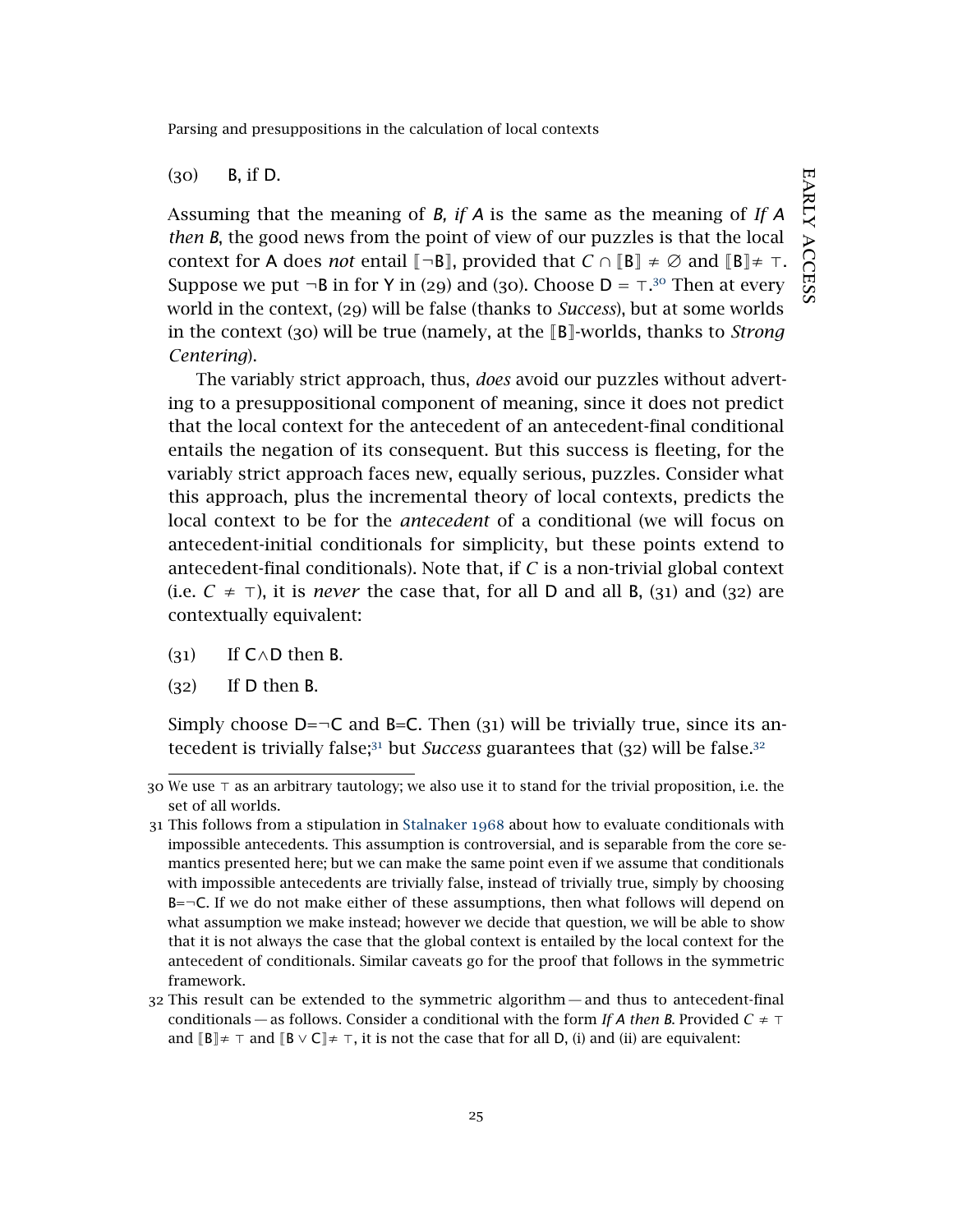(30) B, if D.

Assuming that the meaning of *B, if A* is the same as the meaning of *If A then B*, the good news from the point of view of our puzzles is that the local context for A does *not* entail $[\![\neg B]\!]$, provided that $C \cap [\![B]\!] \neq \emptyset$ and $[\![B]\!] \neq \top$. Suppose we put $\neg$B in for Y in (29) and (30). Choose $D = \top$.[30] Then at every world in the context, (29) will be false (thanks to *Success*), but at some worlds in the context (30) will be true (namely, at the $[\![B]\!]$-worlds, thanks to *Strong Centering*).

The variably strict approach, thus, *does* avoid our puzzles without adverting to a presuppositional component of meaning, since it does not predict that the local context for the antecedent of an antecedent-final conditional entails the negation of its consequent. But this success is fleeting, for the variably strict approach faces new, equally serious, puzzles. Consider what this approach, plus the incremental theory of local contexts, predicts the local context to be for the *antecedent* of a conditional (we will focus on antecedent-initial conditionals for simplicity, but these points extend to antecedent-final conditionals). Note that, if *C* is a non-trivial global context (i.e. $C \neq \top$), it is *never* the case that, for all D and all B, (31) and (32) are contextually equivalent:

(31) If C$\wedge$D then B.

(32) If D then B.

Simply choose D=$\neg$C and B=C. Then (31) will be trivially true, since its antecedent is trivially false;[31] but *Success* guarantees that (32) will be false.[32]

30 We use $\top$ as an arbitrary tautology; we also use it to stand for the trivial proposition, i.e. the set of all worlds.

31 This follows from a stipulation in Stalnaker 1968 about how to evaluate conditionals with impossible antecedents. This assumption is controversial, and is separable from the core semantics presented here; but we can make the same point even if we assume that conditionals with impossible antecedents are trivially false, instead of trivially true, simply by choosing B=$\neg$C. If we do not make either of these assumptions, then what follows will depend on what assumption we make instead; however we decide that question, we will be able to show that it is not always the case that the global context is entailed by the local context for the antecedent of conditionals. Similar caveats go for the proof that follows in the symmetric framework.

32 This result can be extended to the symmetric algorithm — and thus to antecedent-final conditionals — as follows. Consider a conditional with the form *If A then B*. Provided $C \neq \top$ and $[\![B]\!] \neq \top$ and $[\![B \vee C]\!] \neq \top$, it is not the case that for all D, (i) and (ii) are equivalent: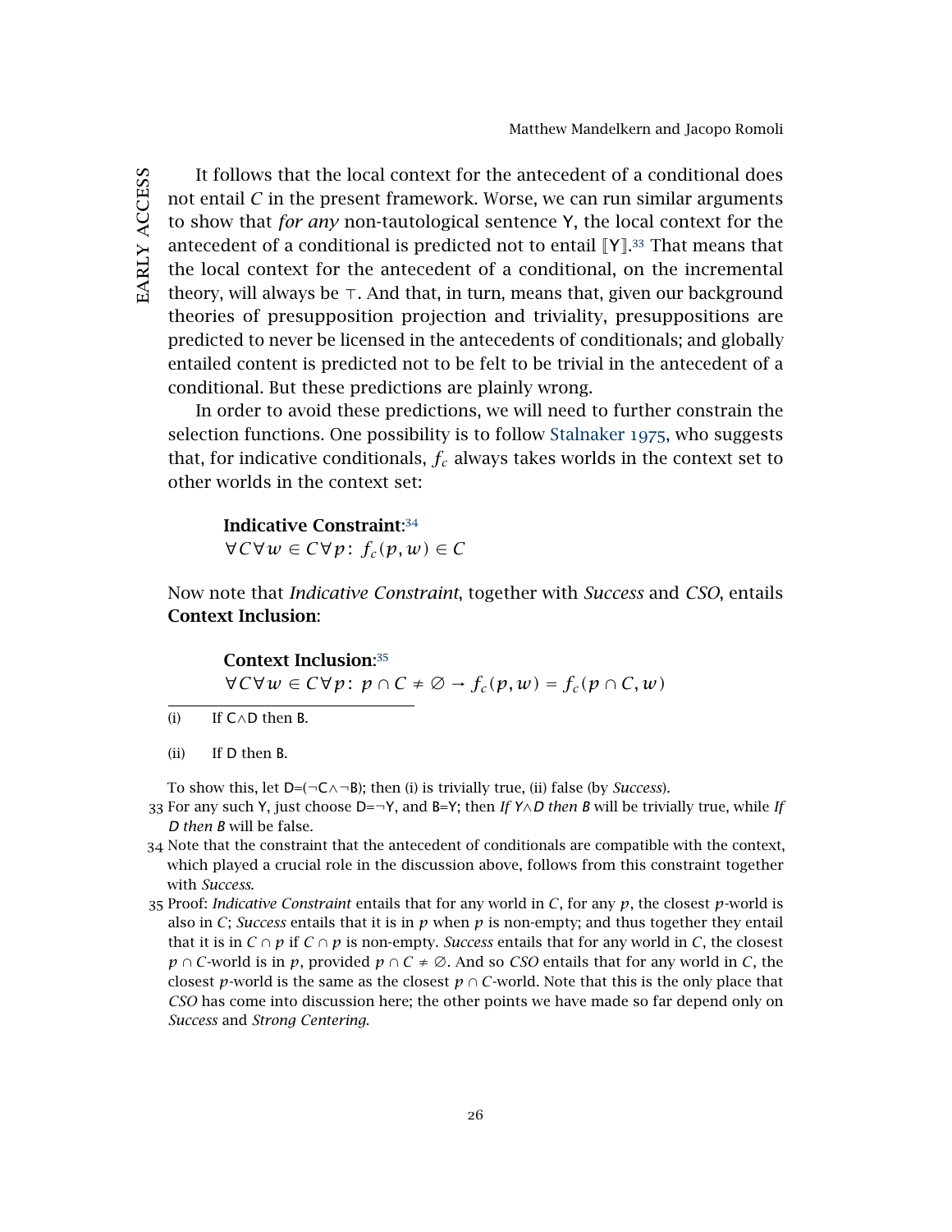It follows that the local context for the antecedent of a conditional does not entail $C$ in the present framework. Worse, we can run similar arguments to show that *for any* non-tautological sentence Y, the local context for the antecedent of a conditional is predicted not to entail ⟦Y⟧.[33] That means that the local context for the antecedent of a conditional, on the incremental theory, will always be $\top$. And that, in turn, means that, given our background theories of presupposition projection and triviality, presuppositions are predicted to never be licensed in the antecedents of conditionals; and globally entailed content is predicted not to be felt to be trivial in the antecedent of a conditional. But these predictions are plainly wrong.

In order to avoid these predictions, we will need to further constrain the selection functions. One possibility is to follow Stalnaker 1975, who suggests that, for indicative conditionals, $f_c$ always takes worlds in the context set to other worlds in the context set:

> **Indicative Constraint**:[34]
> $\forall C \forall w \in C \forall p\colon\ f_c(p, w) \in C$

Now note that *Indicative Constraint*, together with *Success* and *CSO*, entails **Context Inclusion**:

> **Context Inclusion**:[35]
> $\forall C \forall w \in C \forall p\colon\ p \cap C \neq \emptyset \rightarrow f_c(p, w) = f_c(p \cap C, w)$

---

(i) If C∧D then B.

(ii) If D then B.

To show this, let D=(¬C∧¬B); then (i) is trivially true, (ii) false (by *Success*).

33 For any such Y, just choose D=¬Y, and B=Y; then *If Y∧D then B* will be trivially true, while *If D then B* will be false.

34 Note that the constraint that the antecedent of conditionals are compatible with the context, which played a crucial role in the discussion above, follows from this constraint together with *Success*.

35 Proof: *Indicative Constraint* entails that for any world in $C$, for any $p$, the closest $p$-world is also in $C$; *Success* entails that it is in $p$ when $p$ is non-empty; and thus together they entail that it is in $C \cap p$ if $C \cap p$ is non-empty. *Success* entails that for any world in $C$, the closest $p \cap C$-world is in $p$, provided $p \cap C \neq \emptyset$. And so *CSO* entails that for any world in $C$, the closest $p$-world is the same as the closest $p \cap C$-world. Note that this is the only place that *CSO* has come into discussion here; the other points we have made so far depend only on *Success* and *Strong Centering*.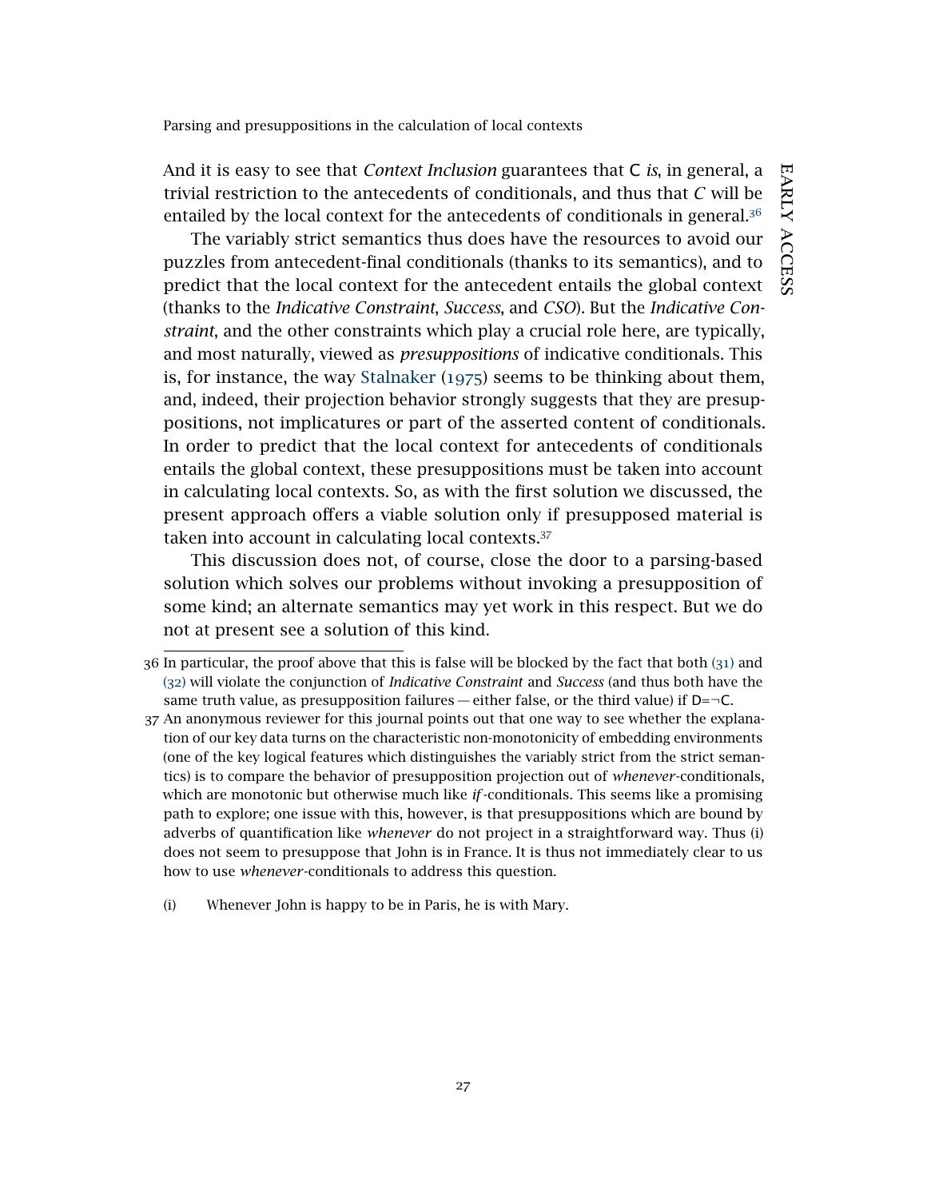And it is easy to see that *Context Inclusion* guarantees that C *is*, in general, a trivial restriction to the antecedents of conditionals, and thus that *C* will be entailed by the local context for the antecedents of conditionals in general.[36]

The variably strict semantics thus does have the resources to avoid our puzzles from antecedent-final conditionals (thanks to its semantics), and to predict that the local context for the antecedent entails the global context (thanks to the *Indicative Constraint, Success*, and *CSO*). But the *Indicative Constraint*, and the other constraints which play a crucial role here, are typically, and most naturally, viewed as *presuppositions* of indicative conditionals. This is, for instance, the way Stalnaker (1975) seems to be thinking about them, and, indeed, their projection behavior strongly suggests that they are presuppositions, not implicatures or part of the asserted content of conditionals. In order to predict that the local context for antecedents of conditionals entails the global context, these presuppositions must be taken into account in calculating local contexts. So, as with the first solution we discussed, the present approach offers a viable solution only if presupposed material is taken into account in calculating local contexts.[37]

This discussion does not, of course, close the door to a parsing-based solution which solves our problems without invoking a presupposition of some kind; an alternate semantics may yet work in this respect. But we do not at present see a solution of this kind.

---

36 In particular, the proof above that this is false will be blocked by the fact that both (31) and (32) will violate the conjunction of *Indicative Constraint* and *Success* (and thus both have the same truth value, as presupposition failures — either false, or the third value) if D=¬C.

37 An anonymous reviewer for this journal points out that one way to see whether the explanation of our key data turns on the characteristic non-monotonicity of embedding environments (one of the key logical features which distinguishes the variably strict from the strict semantics) is to compare the behavior of presupposition projection out of *whenever*-conditionals, which are monotonic but otherwise much like *if*-conditionals. This seems like a promising path to explore; one issue with this, however, is that presuppositions which are bound by adverbs of quantification like *whenever* do not project in a straightforward way. Thus (i) does not seem to presuppose that John is in France. It is thus not immediately clear to us how to use *whenever*-conditionals to address this question.

(i) Whenever John is happy to be in Paris, he is with Mary.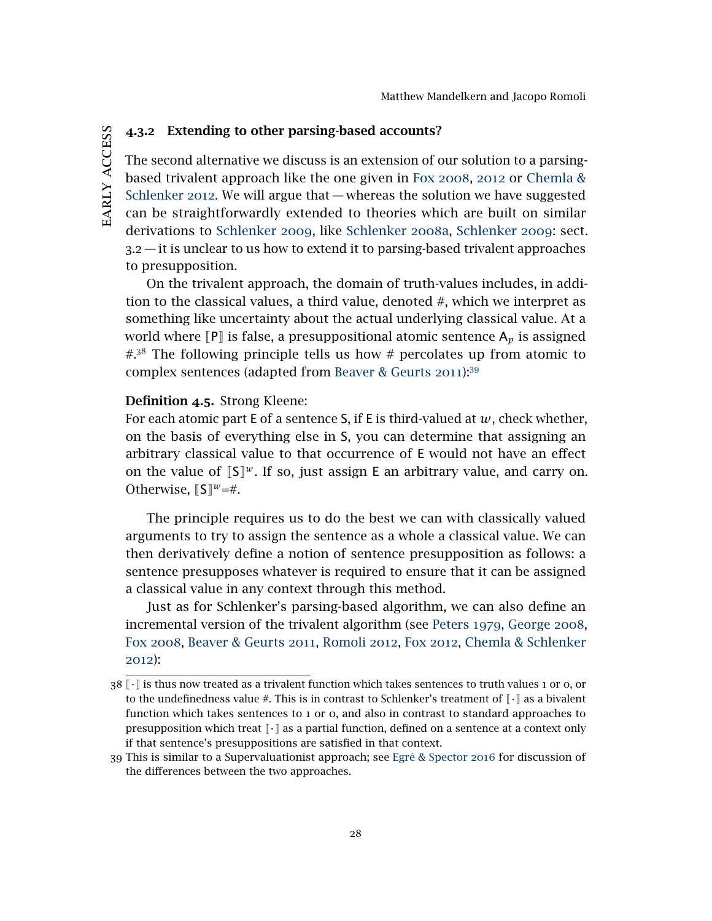### 4.3.2 Extending to other parsing-based accounts?

The second alternative we discuss is an extension of our solution to a parsing-based trivalent approach like the one given in Fox 2008, 2012 or Chemla & Schlenker 2012. We will argue that — whereas the solution we have suggested can be straightforwardly extended to theories which are built on similar derivations to Schlenker 2009, like Schlenker 2008a, Schlenker 2009: sect. 3.2 — it is unclear to us how to extend it to parsing-based trivalent approaches to presupposition.

On the trivalent approach, the domain of truth-values includes, in addition to the classical values, a third value, denoted #, which we interpret as something like uncertainty about the actual underlying classical value. At a world where $[\![\mathsf{P}]\!]$ is false, a presuppositional atomic sentence $\mathsf{A}_p$ is assigned #.[38] The following principle tells us how # percolates up from atomic to complex sentences (adapted from Beaver & Geurts 2011):[39]

**Definition 4.5.** Strong Kleene:
For each atomic part $\mathsf{E}$ of a sentence $\mathsf{S}$, if $\mathsf{E}$ is third-valued at $w$, check whether, on the basis of everything else in $\mathsf{S}$, you can determine that assigning an arbitrary classical value to that occurrence of $\mathsf{E}$ would not have an effect on the value of $[\![\mathsf{S}]\!]^w$. If so, just assign $\mathsf{E}$ an arbitrary value, and carry on. Otherwise, $[\![\mathsf{S}]\!]^w$=#.

The principle requires us to do the best we can with classically valued arguments to try to assign the sentence as a whole a classical value. We can then derivatively define a notion of sentence presupposition as follows: a sentence presupposes whatever is required to ensure that it can be assigned a classical value in any context through this method.

Just as for Schlenker's parsing-based algorithm, we can also define an incremental version of the trivalent algorithm (see Peters 1979, George 2008, Fox 2008, Beaver & Geurts 2011, Romoli 2012, Fox 2012, Chemla & Schlenker 2012):

---

38 $[\![\cdot]\!]$ is thus now treated as a trivalent function which takes sentences to truth values 1 or 0, or to the undefinedness value #. This is in contrast to Schlenker's treatment of $[\![\cdot]\!]$ as a bivalent function which takes sentences to 1 or 0, and also in contrast to standard approaches to presupposition which treat $[\![\cdot]\!]$ as a partial function, defined on a sentence at a context only if that sentence's presuppositions are satisfied in that context.

39 This is similar to a Supervaluationist approach; see Egré & Spector 2016 for discussion of the differences between the two approaches.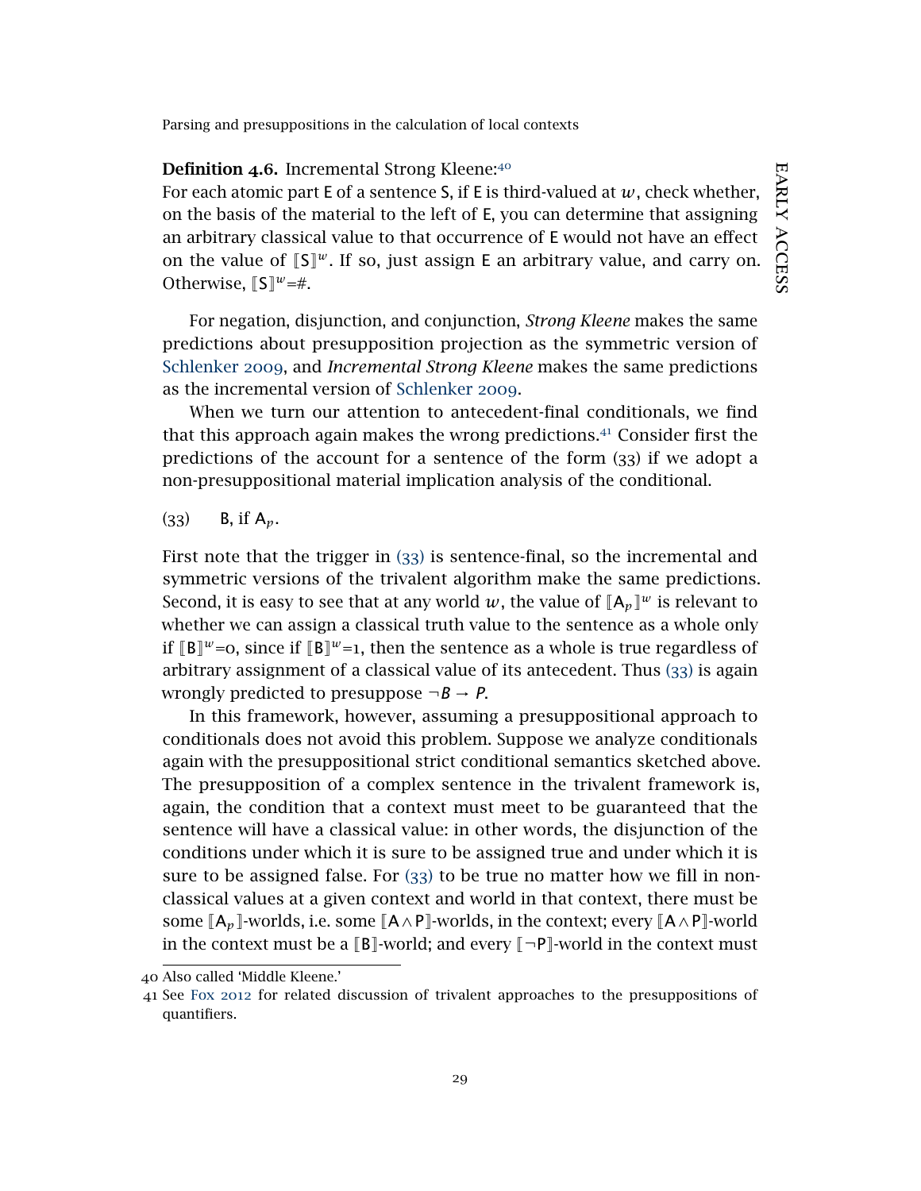**Definition 4.6.** Incremental Strong Kleene:[40]
For each atomic part E of a sentence S, if E is third-valued at $w$, check whether, on the basis of the material to the left of E, you can determine that assigning an arbitrary classical value to that occurrence of E would not have an effect on the value of $[\![S]\!]^w$. If so, just assign E an arbitrary value, and carry on. Otherwise, $[\![S]\!]^w$=#.

For negation, disjunction, and conjunction, *Strong Kleene* makes the same predictions about presupposition projection as the symmetric version of Schlenker 2009, and *Incremental Strong Kleene* makes the same predictions as the incremental version of Schlenker 2009.

When we turn our attention to antecedent-final conditionals, we find that this approach again makes the wrong predictions.[41] Consider first the predictions of the account for a sentence of the form (33) if we adopt a non-presuppositional material implication analysis of the conditional.

(33) B, if $A_p$.

First note that the trigger in (33) is sentence-final, so the incremental and symmetric versions of the trivalent algorithm make the same predictions. Second, it is easy to see that at any world $w$, the value of $[\![A_p]\!]^w$ is relevant to whether we can assign a classical truth value to the sentence as a whole only if $[\![B]\!]^w$=0, since if $[\![B]\!]^w$=1, then the sentence as a whole is true regardless of arbitrary assignment of a classical value of its antecedent. Thus (33) is again wrongly predicted to presuppose $\neg B \rightarrow P$.

In this framework, however, assuming a presuppositional approach to conditionals does not avoid this problem. Suppose we analyze conditionals again with the presuppositional strict conditional semantics sketched above. The presupposition of a complex sentence in the trivalent framework is, again, the condition that a context must meet to be guaranteed that the sentence will have a classical value: in other words, the disjunction of the conditions under which it is sure to be assigned true and under which it is sure to be assigned false. For (33) to be true no matter how we fill in non-classical values at a given context and world in that context, there must be some $[\![A_p]\!]$-worlds, i.e. some $[\![A \wedge P]\!]$-worlds, in the context; every $[\![A \wedge P]\!]$-world in the context must be a $[\![B]\!]$-world; and every $[\![\neg P]\!]$-world in the context must

40 Also called 'Middle Kleene.'

41 See Fox 2012 for related discussion of trivalent approaches to the presuppositions of quantifiers.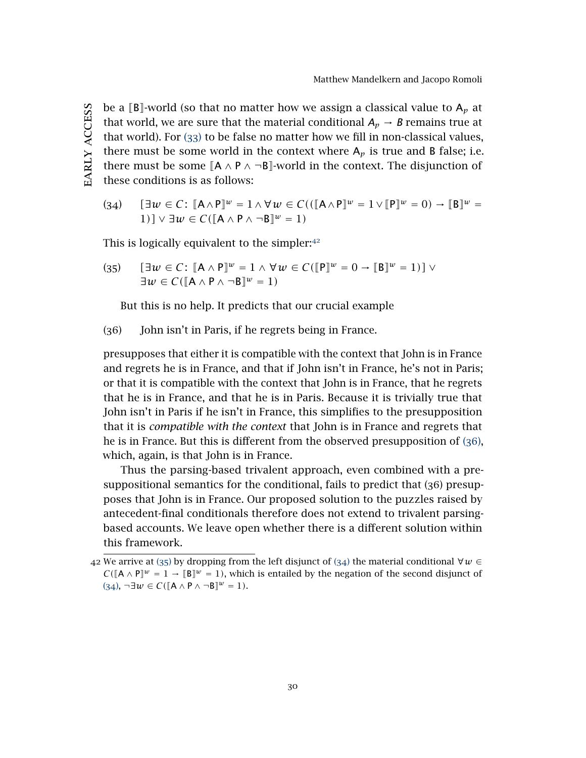be a $[\![B]\!]$-world (so that no matter how we assign a classical value to $A_p$ at that world, we are sure that the material conditional $A_p \rightarrow B$ remains true at that world). For (33) to be false no matter how we fill in non-classical values, there must be some world in the context where $A_p$ is true and B false; i.e. there must be some $[\![A \wedge P \wedge \neg B]\!]$-world in the context. The disjunction of these conditions is as follows:

(34) $[\exists w \in C\colon [\![A \wedge P]\!]^w = 1 \wedge \forall w \in C(([\![A \wedge P]\!]^w = 1 \vee [\![P]\!]^w = 0) \rightarrow [\![B]\!]^w = 1)] \vee \exists w \in C([\![A \wedge P \wedge \neg B]\!]^w = 1)$

This is logically equivalent to the simpler:[42]

(35) $[\exists w \in C\colon [\![A \wedge P]\!]^w = 1 \wedge \forall w \in C([\![P]\!]^w = 0 \rightarrow [\![B]\!]^w = 1)] \vee \exists w \in C([\![A \wedge P \wedge \neg B]\!]^w = 1)$

But this is no help. It predicts that our crucial example

(36) John isn't in Paris, if he regrets being in France.

presupposes that either it is compatible with the context that John is in France and regrets he is in France, and that if John isn't in France, he's not in Paris; or that it is compatible with the context that John is in France, that he regrets that he is in France, and that he is in Paris. Because it is trivially true that John isn't in Paris if he isn't in France, this simplifies to the presupposition that it is *compatible with the context* that John is in France and regrets that he is in France. But this is different from the observed presupposition of (36), which, again, is that John is in France.

Thus the parsing-based trivalent approach, even combined with a presuppositional semantics for the conditional, fails to predict that (36) presupposes that John is in France. Our proposed solution to the puzzles raised by antecedent-final conditionals therefore does not extend to trivalent parsing-based accounts. We leave open whether there is a different solution within this framework.

---

42 We arrive at (35) by dropping from the left disjunct of (34) the material conditional $\forall w \in C([\![A \wedge P]\!]^w = 1 \rightarrow [\![B]\!]^w = 1)$, which is entailed by the negation of the second disjunct of (34), $\neg\exists w \in C([\![A \wedge P \wedge \neg B]\!]^w = 1)$.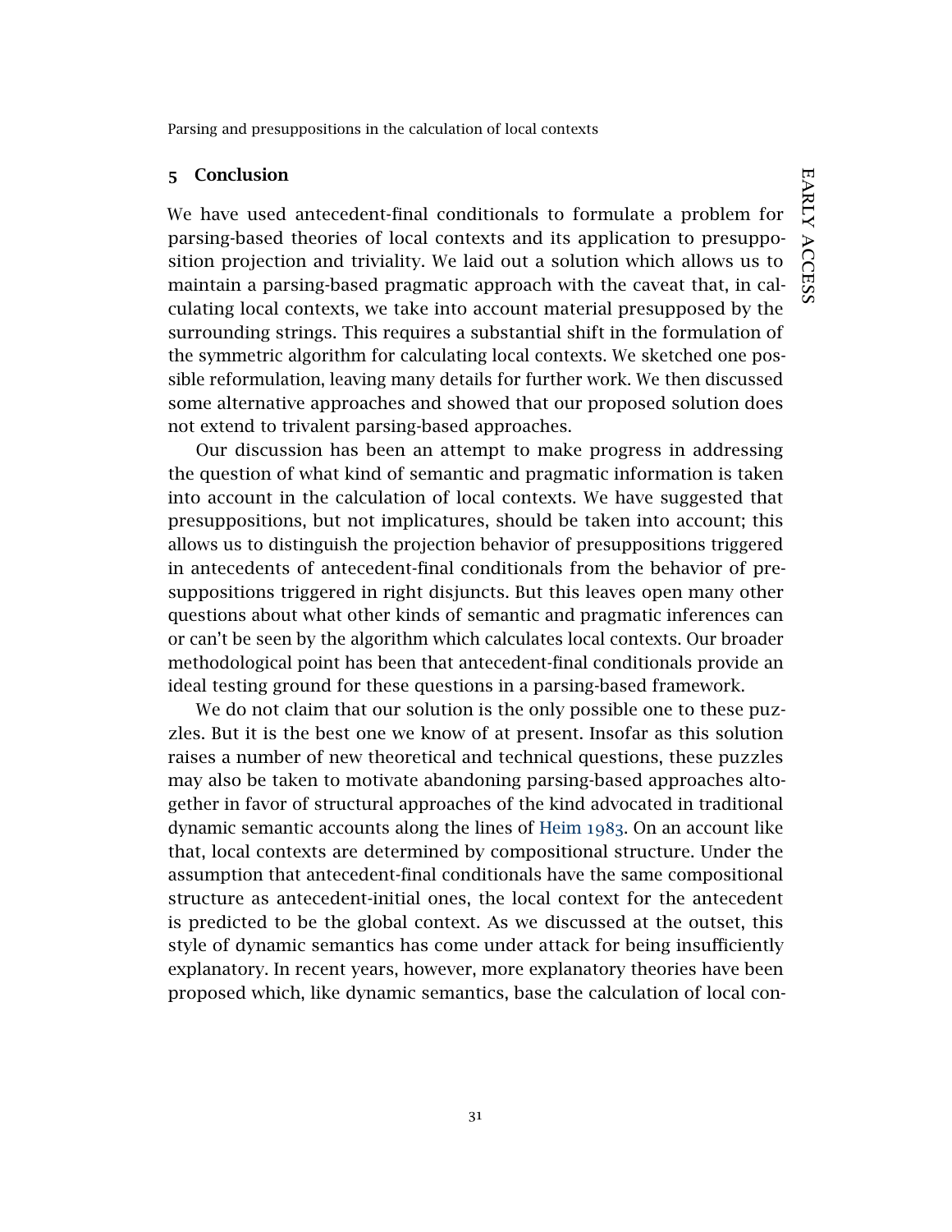## 5 Conclusion

We have used antecedent-final conditionals to formulate a problem for parsing-based theories of local contexts and its application to presupposition projection and triviality. We laid out a solution which allows us to maintain a parsing-based pragmatic approach with the caveat that, in calculating local contexts, we take into account material presupposed by the surrounding strings. This requires a substantial shift in the formulation of the symmetric algorithm for calculating local contexts. We sketched one possible reformulation, leaving many details for further work. We then discussed some alternative approaches and showed that our proposed solution does not extend to trivalent parsing-based approaches.

Our discussion has been an attempt to make progress in addressing the question of what kind of semantic and pragmatic information is taken into account in the calculation of local contexts. We have suggested that presuppositions, but not implicatures, should be taken into account; this allows us to distinguish the projection behavior of presuppositions triggered in antecedents of antecedent-final conditionals from the behavior of presuppositions triggered in right disjuncts. But this leaves open many other questions about what other kinds of semantic and pragmatic inferences can or can't be seen by the algorithm which calculates local contexts. Our broader methodological point has been that antecedent-final conditionals provide an ideal testing ground for these questions in a parsing-based framework.

We do not claim that our solution is the only possible one to these puzzles. But it is the best one we know of at present. Insofar as this solution raises a number of new theoretical and technical questions, these puzzles may also be taken to motivate abandoning parsing-based approaches altogether in favor of structural approaches of the kind advocated in traditional dynamic semantic accounts along the lines of Heim 1983. On an account like that, local contexts are determined by compositional structure. Under the assumption that antecedent-final conditionals have the same compositional structure as antecedent-initial ones, the local context for the antecedent is predicted to be the global context. As we discussed at the outset, this style of dynamic semantics has come under attack for being insufficiently explanatory. In recent years, however, more explanatory theories have been proposed which, like dynamic semantics, base the calculation of local con-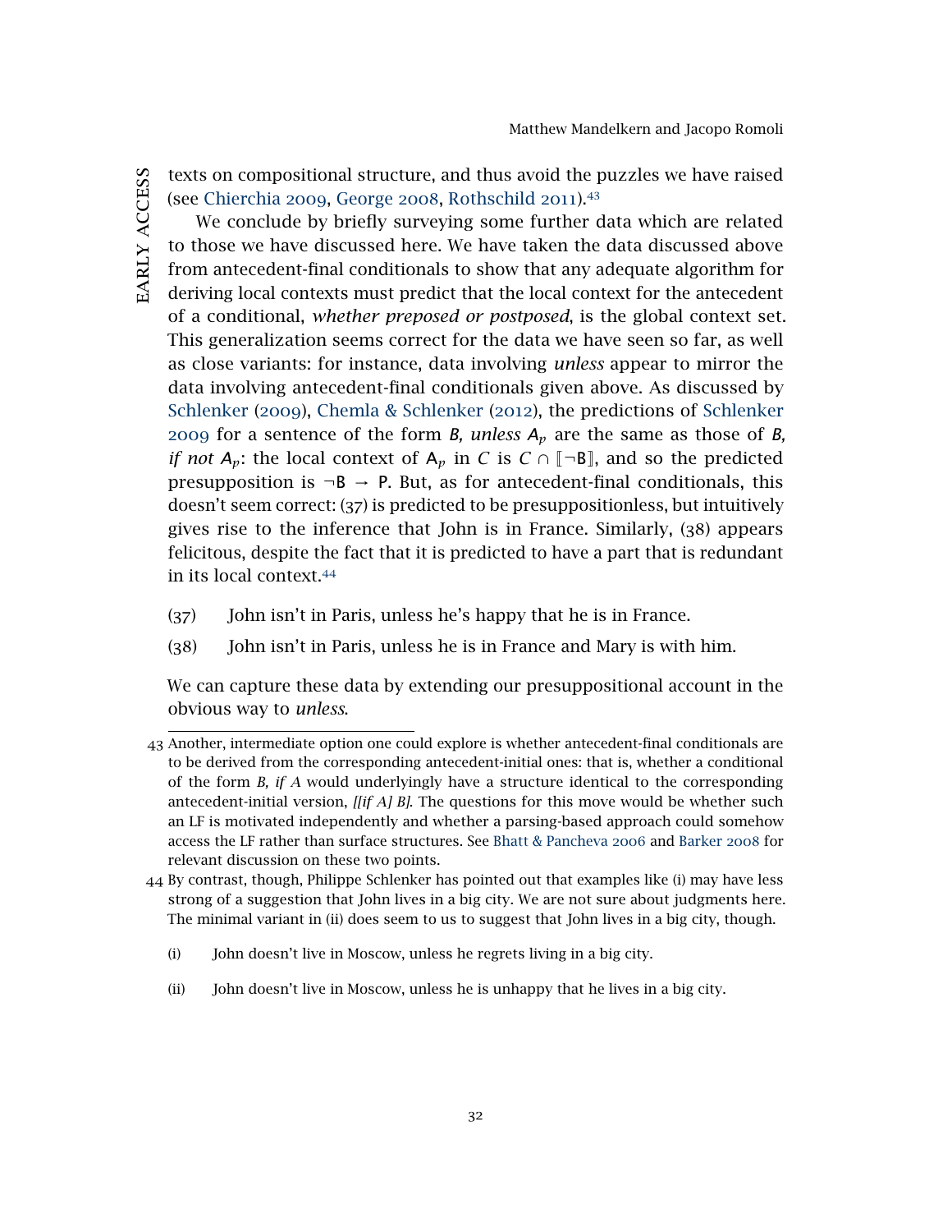texts on compositional structure, and thus avoid the puzzles we have raised (see Chierchia 2009, George 2008, Rothschild 2011).[43]

We conclude by briefly surveying some further data which are related to those we have discussed here. We have taken the data discussed above from antecedent-final conditionals to show that any adequate algorithm for deriving local contexts must predict that the local context for the antecedent of a conditional, *whether preposed or postposed*, is the global context set. This generalization seems correct for the data we have seen so far, as well as close variants: for instance, data involving *unless* appear to mirror the data involving antecedent-final conditionals given above. As discussed by Schlenker (2009), Chemla & Schlenker (2012), the predictions of Schlenker 2009 for a sentence of the form *B, unless* $A_p$ are the same as those of *B, if not* $A_p$: the local context of $A_p$ in $C$ is $C \cap [\![\neg B]\!]$, and so the predicted presupposition is $\neg B \rightarrow P$. But, as for antecedent-final conditionals, this doesn't seem correct: (37) is predicted to be presuppositionless, but intuitively gives rise to the inference that John is in France. Similarly, (38) appears felicitous, despite the fact that it is predicted to have a part that is redundant in its local context.[44]

(37) John isn't in Paris, unless he's happy that he is in France.

(38) John isn't in Paris, unless he is in France and Mary is with him.

We can capture these data by extending our presuppositional account in the obvious way to *unless*.

---

43 Another, intermediate option one could explore is whether antecedent-final conditionals are to be derived from the corresponding antecedent-initial ones: that is, whether a conditional of the form *B, if A* would underlyingly have a structure identical to the corresponding antecedent-initial version, *[[if A] B]*. The questions for this move would be whether such an LF is motivated independently and whether a parsing-based approach could somehow access the LF rather than surface structures. See Bhatt & Pancheva 2006 and Barker 2008 for relevant discussion on these two points.

44 By contrast, though, Philippe Schlenker has pointed out that examples like (i) may have less strong of a suggestion that John lives in a big city. We are not sure about judgments here. The minimal variant in (ii) does seem to us to suggest that John lives in a big city, though.

(i) John doesn't live in Moscow, unless he regrets living in a big city.

(ii) John doesn't live in Moscow, unless he is unhappy that he lives in a big city.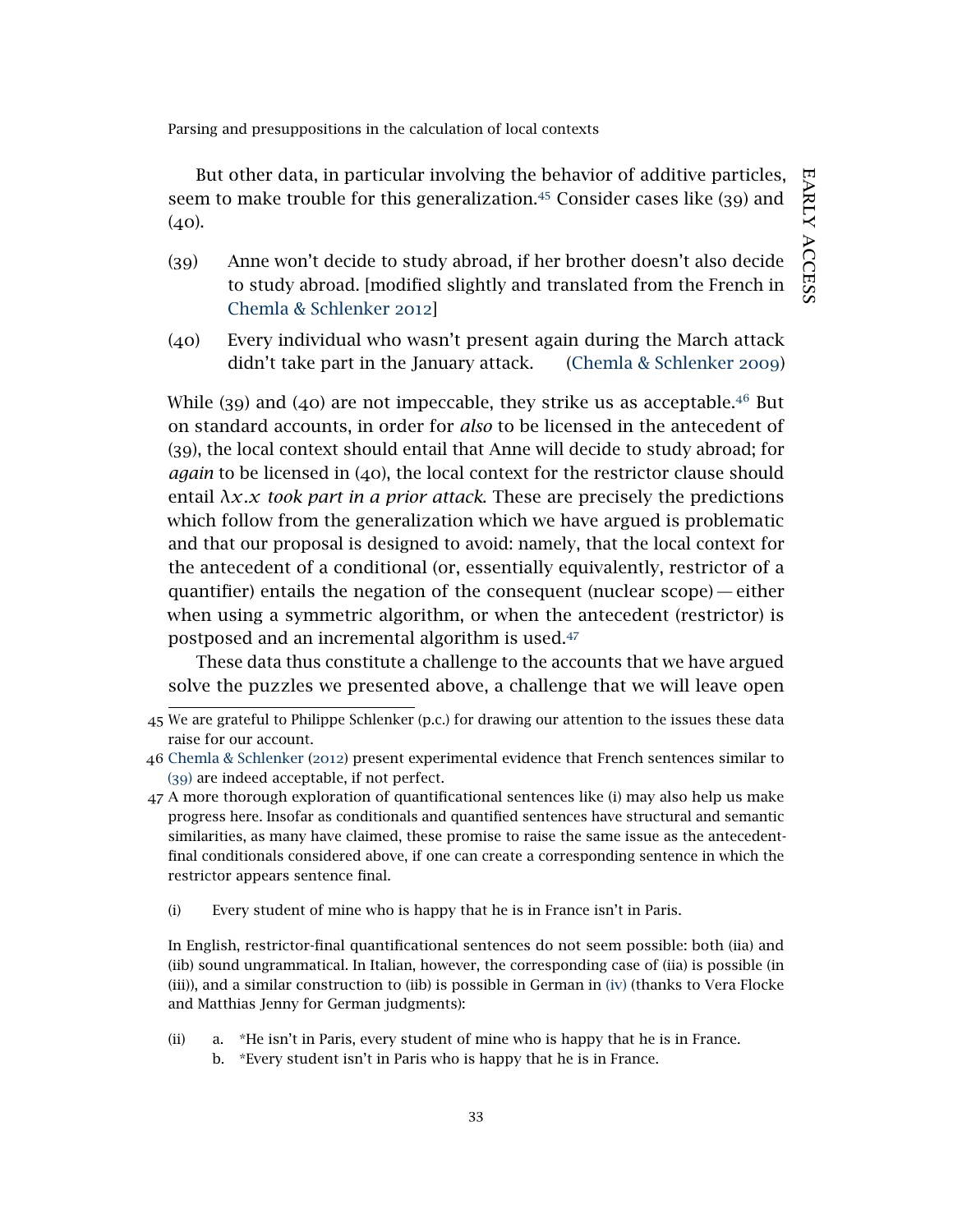But other data, in particular involving the behavior of additive particles, seem to make trouble for this generalization.[45] Consider cases like (39) and (40).

(39) Anne won't decide to study abroad, if her brother doesn't also decide to study abroad. [modified slightly and translated from the French in Chemla & Schlenker 2012]

(40) Every individual who wasn't present again during the March attack didn't take part in the January attack. (Chemla & Schlenker 2009)

While (39) and (40) are not impeccable, they strike us as acceptable.[46] But on standard accounts, in order for *also* to be licensed in the antecedent of (39), the local context should entail that Anne will decide to study abroad; for *again* to be licensed in (40), the local context for the restrictor clause should entail $\lambda x.x$ *took part in a prior attack*. These are precisely the predictions which follow from the generalization which we have argued is problematic and that our proposal is designed to avoid: namely, that the local context for the antecedent of a conditional (or, essentially equivalently, restrictor of a quantifier) entails the negation of the consequent (nuclear scope) — either when using a symmetric algorithm, or when the antecedent (restrictor) is postposed and an incremental algorithm is used.[47]

These data thus constitute a challenge to the accounts that we have argued solve the puzzles we presented above, a challenge that we will leave open

---

45 We are grateful to Philippe Schlenker (p.c.) for drawing our attention to the issues these data raise for our account.

46 Chemla & Schlenker (2012) present experimental evidence that French sentences similar to (39) are indeed acceptable, if not perfect.

47 A more thorough exploration of quantificational sentences like (i) may also help us make progress here. Insofar as conditionals and quantified sentences have structural and semantic similarities, as many have claimed, these promise to raise the same issue as the antecedent-final conditionals considered above, if one can create a corresponding sentence in which the restrictor appears sentence final.

(i) Every student of mine who is happy that he is in France isn't in Paris.

In English, restrictor-final quantificational sentences do not seem possible: both (iia) and (iib) sound ungrammatical. In Italian, however, the corresponding case of (iia) is possible (in (iii)), and a similar construction to (iib) is possible in German in (iv) (thanks to Vera Flocke and Matthias Jenny for German judgments):

(ii) a. *He isn't in Paris, every student of mine who is happy that he is in France.
b. *Every student isn't in Paris who is happy that he is in France.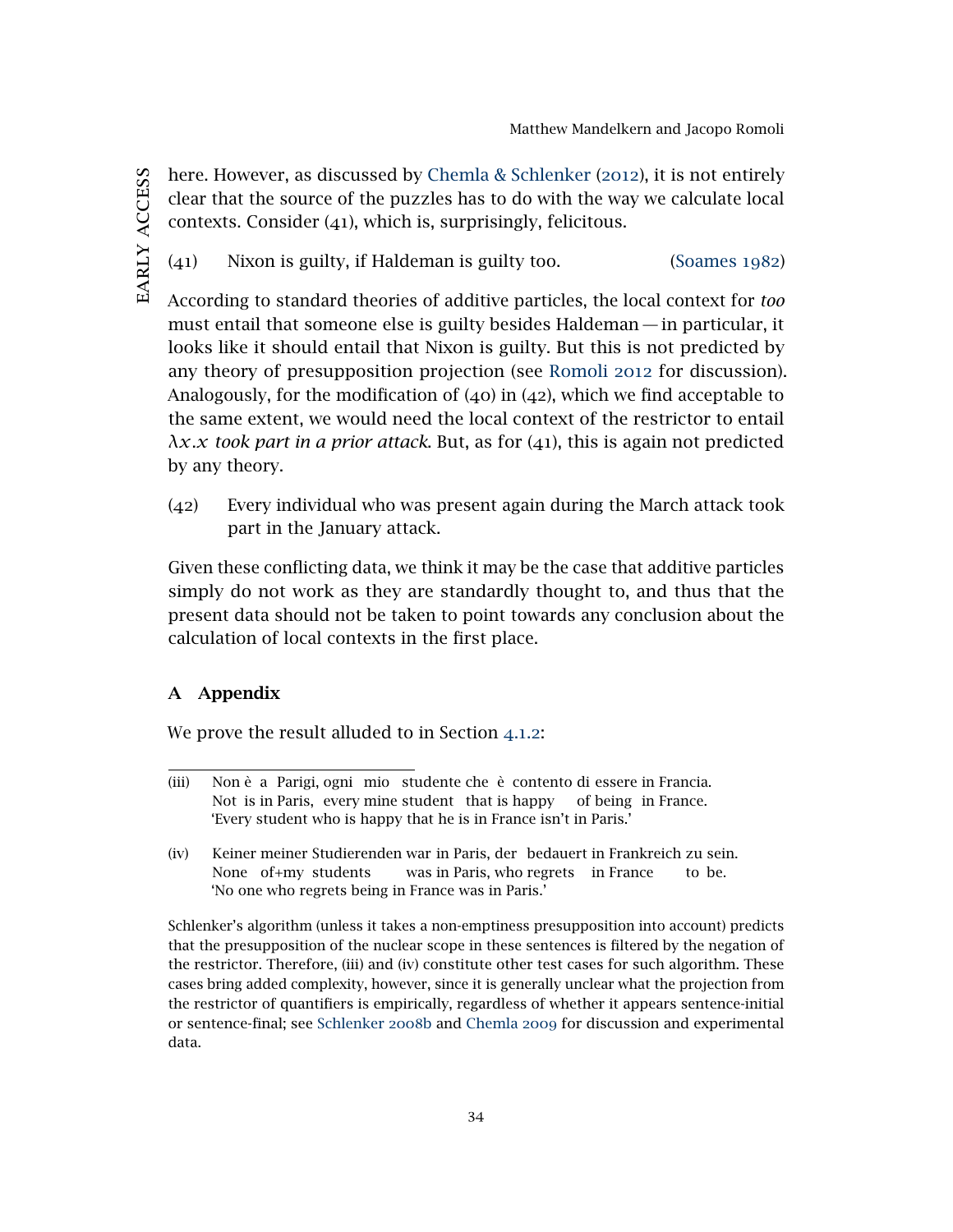here. However, as discussed by Chemla & Schlenker (2012), it is not entirely clear that the source of the puzzles has to do with the way we calculate local contexts. Consider (41), which is, surprisingly, felicitous.

(41) Nixon is guilty, if Haldeman is guilty too. (Soames 1982)

According to standard theories of additive particles, the local context for *too* must entail that someone else is guilty besides Haldeman — in particular, it looks like it should entail that Nixon is guilty. But this is not predicted by any theory of presupposition projection (see Romoli 2012 for discussion). Analogously, for the modification of (40) in (42), which we find acceptable to the same extent, we would need the local context of the restrictor to entail $\lambda x.x$ *took part in a prior attack*. But, as for (41), this is again not predicted by any theory.

(42) Every individual who was present again during the March attack took part in the January attack.

Given these conflicting data, we think it may be the case that additive particles simply do not work as they are standardly thought to, and thus that the present data should not be taken to point towards any conclusion about the calculation of local contexts in the first place.

## A Appendix

We prove the result alluded to in Section 4.1.2:

---

(iii) Non è a Parigi, ogni mio studente che è contento di essere in Francia.
Not is in Paris, every mine student that is happy of being in France.
'Every student who is happy that he is in France isn't in Paris.'

(iv) Keiner meiner Studierenden war in Paris, der bedauert in Frankreich zu sein.
None of+my students was in Paris, who regrets in France to be.
'No one who regrets being in France was in Paris.'

Schlenker's algorithm (unless it takes a non-emptiness presupposition into account) predicts that the presupposition of the nuclear scope in these sentences is filtered by the negation of the restrictor. Therefore, (iii) and (iv) constitute other test cases for such algorithm. These cases bring added complexity, however, since it is generally unclear what the projection from the restrictor of quantifiers is empirically, regardless of whether it appears sentence-initial or sentence-final; see Schlenker 2008b and Chemla 2009 for discussion and experimental data.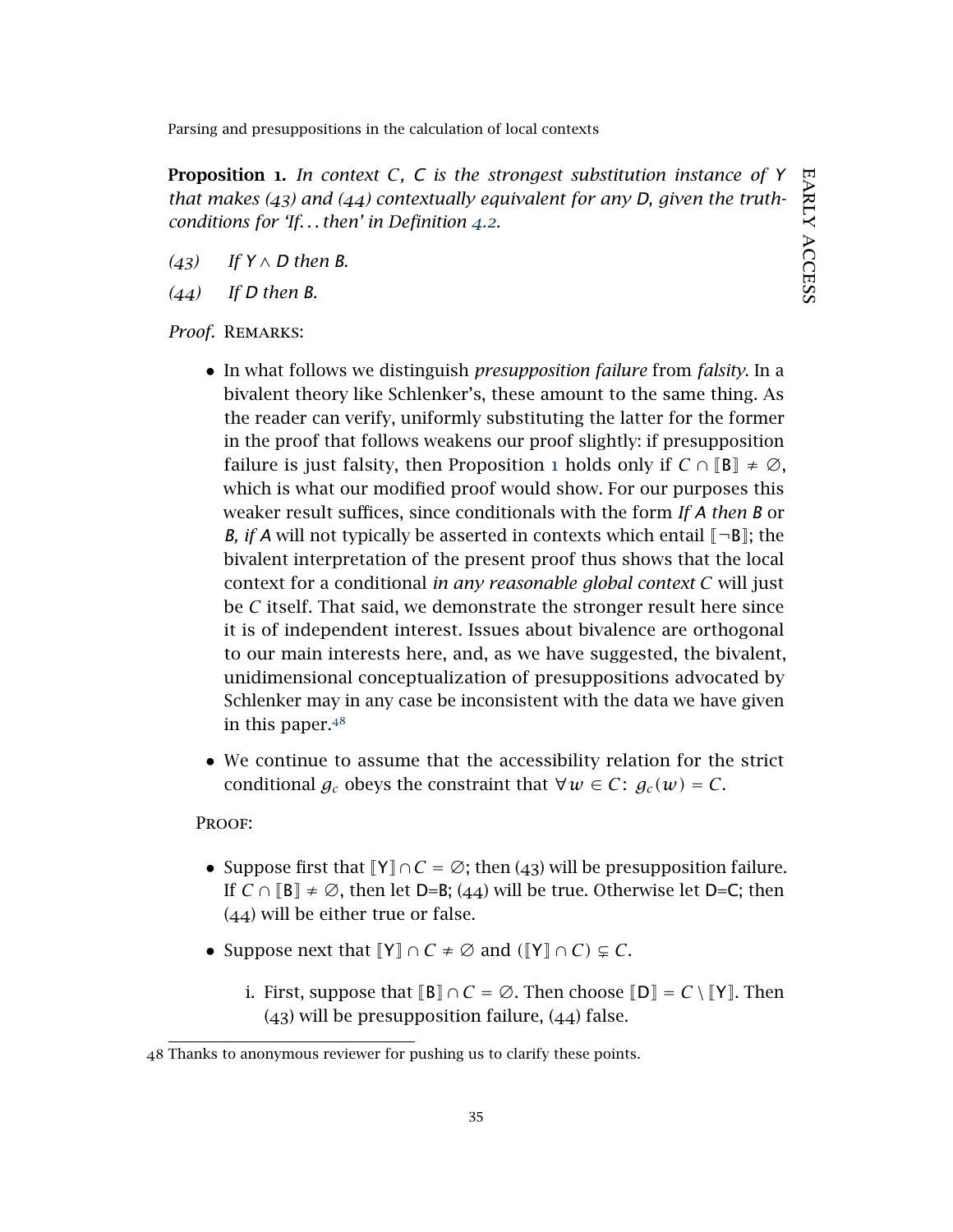**Proposition 1.** *In context $C$, $C$ is the strongest substitution instance of $Y$ that makes (43) and (44) contextually equivalent for any $D$, given the truth-conditions for 'If... then' in Definition 4.2.*

(43) *If $Y \wedge D$ then B.*

(44) *If D then B.*

*Proof.* REMARKS:

- In what follows we distinguish *presupposition failure* from *falsity*. In a bivalent theory like Schlenker's, these amount to the same thing. As the reader can verify, uniformly substituting the latter for the former in the proof that follows weakens our proof slightly: if presupposition failure is just falsity, then Proposition 1 holds only if $C \cap [\![B]\!] \neq \emptyset$, which is what our modified proof would show. For our purposes this weaker result suffices, since conditionals with the form *If A then B* or *B, if A* will not typically be asserted in contexts which entail $[\![\neg B]\!]$; the bivalent interpretation of the present proof thus shows that the local context for a conditional *in any reasonable global context C* will just be $C$ itself. That said, we demonstrate the stronger result here since it is of independent interest. Issues about bivalence are orthogonal to our main interests here, and, as we have suggested, the bivalent, unidimensional conceptualization of presuppositions advocated by Schlenker may in any case be inconsistent with the data we have given in this paper.[48]

- We continue to assume that the accessibility relation for the strict conditional $g_c$ obeys the constraint that $\forall w \in C\colon\ g_c(w) = C$.

PROOF:

- Suppose first that $[\![Y]\!] \cap C = \emptyset$; then (43) will be presupposition failure. If $C \cap [\![B]\!] \neq \emptyset$, then let D=B; (44) will be true. Otherwise let D=C; then (44) will be either true or false.

- Suppose next that $[\![Y]\!] \cap C \neq \emptyset$ and $([\![Y]\!] \cap C) \subsetneq C$.

    i. First, suppose that $[\![B]\!] \cap C = \emptyset$. Then choose $[\![D]\!] = C \setminus [\![Y]\!]$. Then (43) will be presupposition failure, (44) false.

[48] Thanks to anonymous reviewer for pushing us to clarify these points.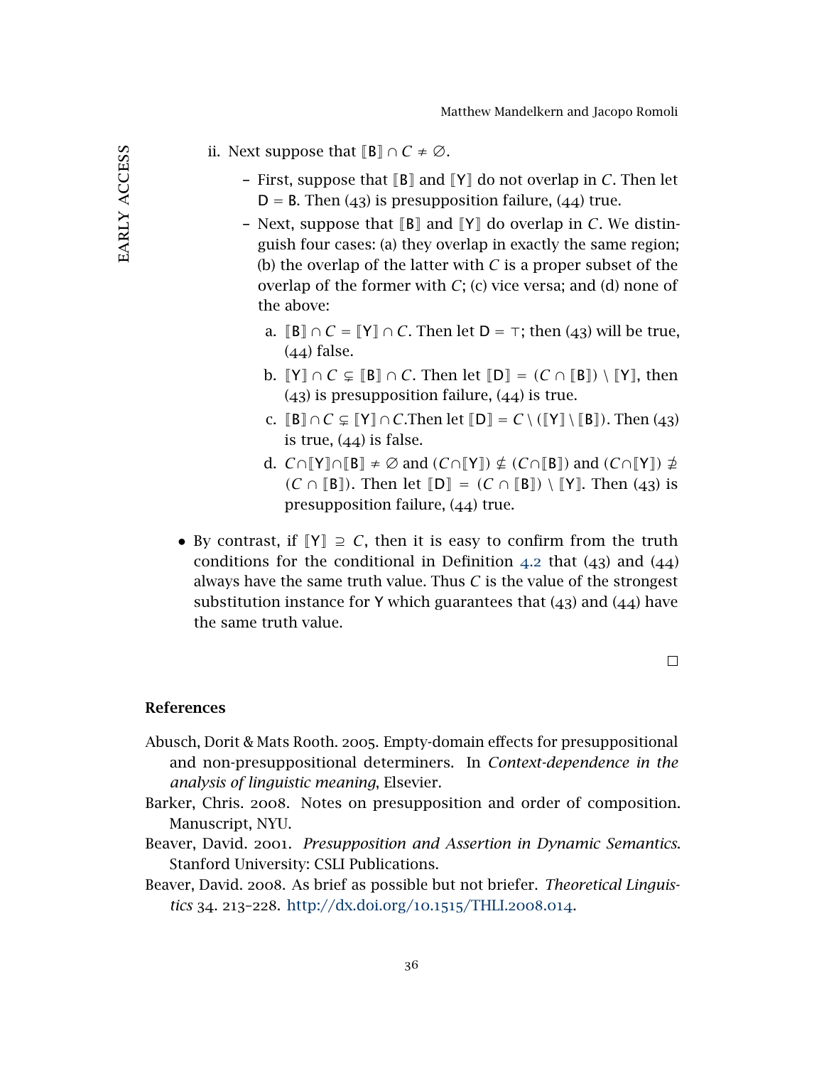ii. Next suppose that $[\![\mathsf{B}]\!] \cap C \neq \varnothing$.

- First, suppose that $[\![\mathsf{B}]\!]$ and $[\![\mathsf{Y}]\!]$ do not overlap in $C$. Then let $\mathsf{D} = \mathsf{B}$. Then (43) is presupposition failure, (44) true.
- Next, suppose that $[\![\mathsf{B}]\!]$ and $[\![\mathsf{Y}]\!]$ do overlap in $C$. We distinguish four cases: (a) they overlap in exactly the same region; (b) the overlap of the latter with $C$ is a proper subset of the overlap of the former with $C$; (c) vice versa; and (d) none of the above:

  a. $[\![\mathsf{B}]\!] \cap C = [\![\mathsf{Y}]\!] \cap C$. Then let $\mathsf{D} = \top$; then (43) will be true, (44) false.

  b. $[\![\mathsf{Y}]\!] \cap C \subsetneq [\![\mathsf{B}]\!] \cap C$. Then let $[\![\mathsf{D}]\!] = (C \cap [\![\mathsf{B}]\!]) \setminus [\![\mathsf{Y}]\!]$, then (43) is presupposition failure, (44) is true.

  c. $[\![\mathsf{B}]\!] \cap C \subsetneq [\![\mathsf{Y}]\!] \cap C$.Then let $[\![\mathsf{D}]\!] = C \setminus ([\![\mathsf{Y}]\!] \setminus [\![\mathsf{B}]\!])$. Then (43) is true, (44) is false.

  d. $C \cap [\![\mathsf{Y}]\!] \cap [\![\mathsf{B}]\!] \neq \varnothing$ and $(C \cap [\![\mathsf{Y}]\!]) \not\subseteq (C \cap [\![\mathsf{B}]\!])$ and $(C \cap [\![\mathsf{Y}]\!]) \not\supseteq (C \cap [\![\mathsf{B}]\!])$. Then let $[\![\mathsf{D}]\!] = (C \cap [\![\mathsf{B}]\!]) \setminus [\![\mathsf{Y}]\!]$. Then (43) is presupposition failure, (44) true.

- By contrast, if $[\![\mathsf{Y}]\!] \supseteq C$, then it is easy to confirm from the truth conditions for the conditional in Definition 4.2 that (43) and (44) always have the same truth value. Thus $C$ is the value of the strongest substitution instance for Y which guarantees that (43) and (44) have the same truth value.

□

## References

Abusch, Dorit & Mats Rooth. 2005. Empty-domain effects for presuppositional and non-presuppositional determiners. In *Context-dependence in the analysis of linguistic meaning*, Elsevier.

Barker, Chris. 2008. Notes on presupposition and order of composition. Manuscript, NYU.

Beaver, David. 2001. *Presupposition and Assertion in Dynamic Semantics*. Stanford University: CSLI Publications.

Beaver, David. 2008. As brief as possible but not briefer. *Theoretical Linguistics* 34. 213–228. http://dx.doi.org/10.1515/THLI.2008.014.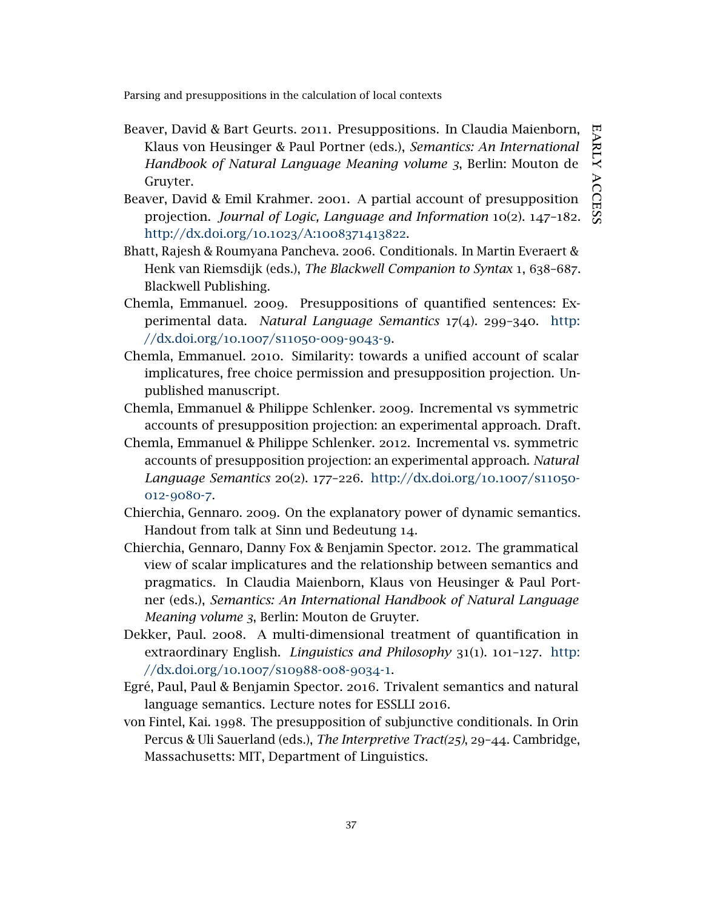Beaver, David & Bart Geurts. 2011. Presuppositions. In Claudia Maienborn, Klaus von Heusinger & Paul Portner (eds.), *Semantics: An International Handbook of Natural Language Meaning volume 3*, Berlin: Mouton de Gruyter.

Beaver, David & Emil Krahmer. 2001. A partial account of presupposition projection. *Journal of Logic, Language and Information* 10(2). 147–182. http://dx.doi.org/10.1023/A:1008371413822.

Bhatt, Rajesh & Roumyana Pancheva. 2006. Conditionals. In Martin Everaert & Henk van Riemsdijk (eds.), *The Blackwell Companion to Syntax* 1, 638–687. Blackwell Publishing.

Chemla, Emmanuel. 2009. Presuppositions of quantified sentences: Experimental data. *Natural Language Semantics* 17(4). 299–340. http://dx.doi.org/10.1007/s11050-009-9043-9.

Chemla, Emmanuel. 2010. Similarity: towards a unified account of scalar implicatures, free choice permission and presupposition projection. Unpublished manuscript.

Chemla, Emmanuel & Philippe Schlenker. 2009. Incremental vs symmetric accounts of presupposition projection: an experimental approach. Draft.

Chemla, Emmanuel & Philippe Schlenker. 2012. Incremental vs. symmetric accounts of presupposition projection: an experimental approach. *Natural Language Semantics* 20(2). 177–226. http://dx.doi.org/10.1007/s11050-012-9080-7.

Chierchia, Gennaro. 2009. On the explanatory power of dynamic semantics. Handout from talk at Sinn und Bedeutung 14.

Chierchia, Gennaro, Danny Fox & Benjamin Spector. 2012. The grammatical view of scalar implicatures and the relationship between semantics and pragmatics. In Claudia Maienborn, Klaus von Heusinger & Paul Portner (eds.), *Semantics: An International Handbook of Natural Language Meaning volume 3*, Berlin: Mouton de Gruyter.

Dekker, Paul. 2008. A multi-dimensional treatment of quantification in extraordinary English. *Linguistics and Philosophy* 31(1). 101–127. http://dx.doi.org/10.1007/s10988-008-9034-1.

Egré, Paul, Paul & Benjamin Spector. 2016. Trivalent semantics and natural language semantics. Lecture notes for ESSLLI 2016.

von Fintel, Kai. 1998. The presupposition of subjunctive conditionals. In Orin Percus & Uli Sauerland (eds.), *The Interpretive Tract(25)*, 29–44. Cambridge, Massachusetts: MIT, Department of Linguistics.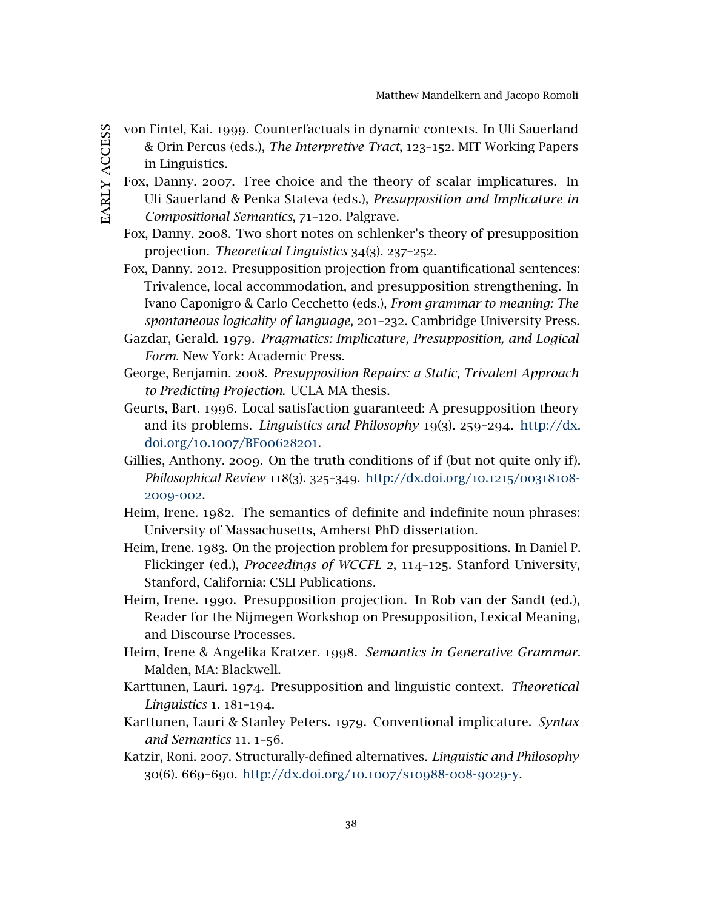von Fintel, Kai. 1999. Counterfactuals in dynamic contexts. In Uli Sauerland & Orin Percus (eds.), *The Interpretive Tract*, 123–152. MIT Working Papers in Linguistics.

Fox, Danny. 2007. Free choice and the theory of scalar implicatures. In Uli Sauerland & Penka Stateva (eds.), *Presupposition and Implicature in Compositional Semantics*, 71–120. Palgrave.

Fox, Danny. 2008. Two short notes on schlenker's theory of presupposition projection. *Theoretical Linguistics* 34(3). 237–252.

Fox, Danny. 2012. Presupposition projection from quantificational sentences: Trivalence, local accommodation, and presupposition strengthening. In Ivano Caponigro & Carlo Cecchetto (eds.), *From grammar to meaning: The spontaneous logicality of language*, 201–232. Cambridge University Press.

Gazdar, Gerald. 1979. *Pragmatics: Implicature, Presupposition, and Logical Form*. New York: Academic Press.

George, Benjamin. 2008. *Presupposition Repairs: a Static, Trivalent Approach to Predicting Projection*. UCLA MA thesis.

Geurts, Bart. 1996. Local satisfaction guaranteed: A presupposition theory and its problems. *Linguistics and Philosophy* 19(3). 259–294. http://dx.doi.org/10.1007/BF00628201.

Gillies, Anthony. 2009. On the truth conditions of if (but not quite only if). *Philosophical Review* 118(3). 325–349. http://dx.doi.org/10.1215/00318108-2009-002.

Heim, Irene. 1982. The semantics of definite and indefinite noun phrases: University of Massachusetts, Amherst PhD dissertation.

Heim, Irene. 1983. On the projection problem for presuppositions. In Daniel P. Flickinger (ed.), *Proceedings of WCCFL 2*, 114–125. Stanford University, Stanford, California: CSLI Publications.

Heim, Irene. 1990. Presupposition projection. In Rob van der Sandt (ed.), Reader for the Nijmegen Workshop on Presupposition, Lexical Meaning, and Discourse Processes.

Heim, Irene & Angelika Kratzer. 1998. *Semantics in Generative Grammar*. Malden, MA: Blackwell.

Karttunen, Lauri. 1974. Presupposition and linguistic context. *Theoretical Linguistics* 1. 181–194.

Karttunen, Lauri & Stanley Peters. 1979. Conventional implicature. *Syntax and Semantics* 11. 1–56.

Katzir, Roni. 2007. Structurally-defined alternatives. *Linguistic and Philosophy* 30(6). 669–690. http://dx.doi.org/10.1007/s10988-008-9029-y.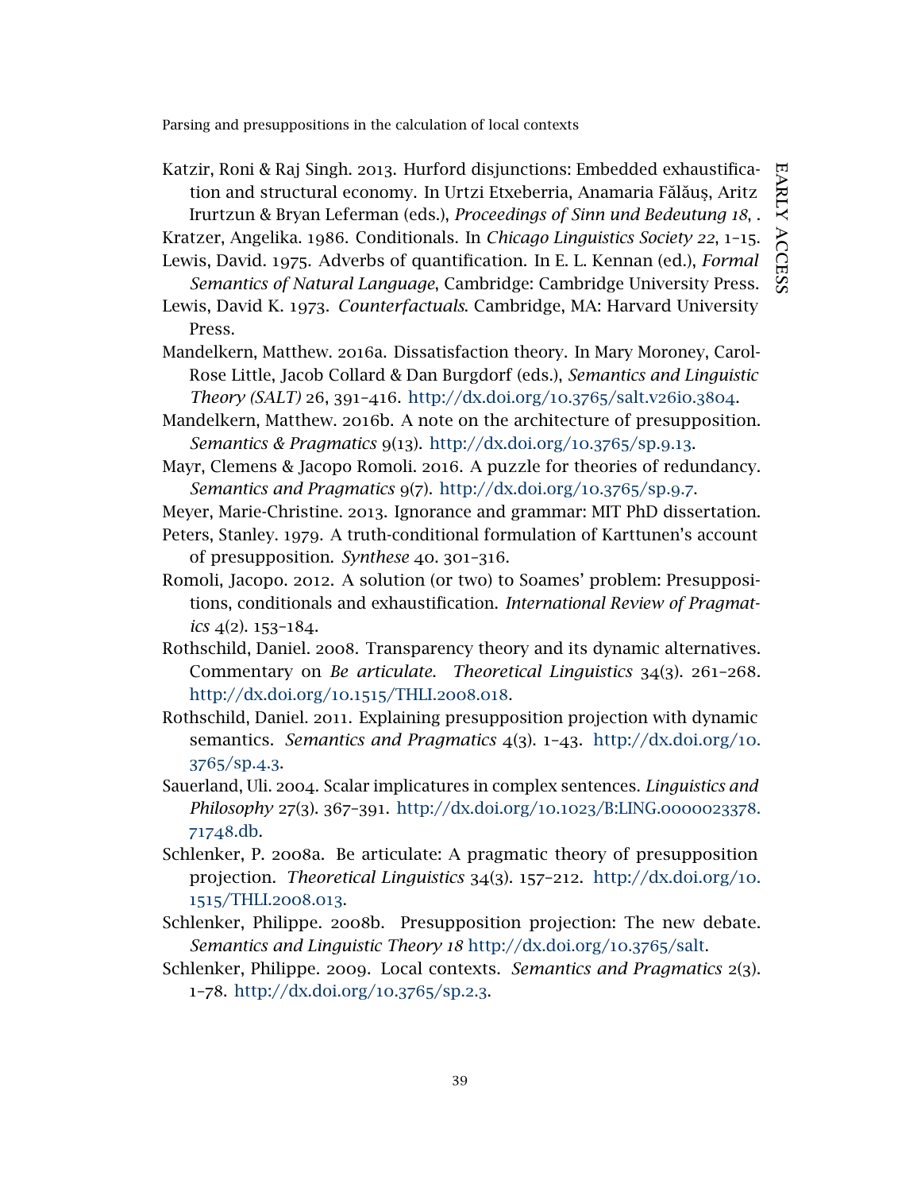Katzir, Roni & Raj Singh. 2013. Hurford disjunctions: Embedded exhaustification and structural economy. In Urtzi Etxeberria, Anamaria Fălăuş, Aritz Irurtzun & Bryan Leferman (eds.), *Proceedings of Sinn und Bedeutung 18*, .

Kratzer, Angelika. 1986. Conditionals. In *Chicago Linguistics Society 22*, 1–15.

Lewis, David. 1975. Adverbs of quantification. In E. L. Kennan (ed.), *Formal Semantics of Natural Language*, Cambridge: Cambridge University Press.

Lewis, David K. 1973. *Counterfactuals*. Cambridge, MA: Harvard University Press.

Mandelkern, Matthew. 2016a. Dissatisfaction theory. In Mary Moroney, Carol-Rose Little, Jacob Collard & Dan Burgdorf (eds.), *Semantics and Linguistic Theory (SALT) 26*, 391–416. http://dx.doi.org/10.3765/salt.v26i0.3804.

Mandelkern, Matthew. 2016b. A note on the architecture of presupposition. *Semantics & Pragmatics* 9(13). http://dx.doi.org/10.3765/sp.9.13.

Mayr, Clemens & Jacopo Romoli. 2016. A puzzle for theories of redundancy. *Semantics and Pragmatics* 9(7). http://dx.doi.org/10.3765/sp.9.7.

Meyer, Marie-Christine. 2013. Ignorance and grammar: MIT PhD dissertation.

Peters, Stanley. 1979. A truth-conditional formulation of Karttunen's account of presupposition. *Synthese* 40. 301–316.

Romoli, Jacopo. 2012. A solution (or two) to Soames' problem: Presuppositions, conditionals and exhaustification. *International Review of Pragmatics* 4(2). 153–184.

Rothschild, Daniel. 2008. Transparency theory and its dynamic alternatives. Commentary on *Be articulate*. *Theoretical Linguistics* 34(3). 261–268. http://dx.doi.org/10.1515/THLI.2008.018.

Rothschild, Daniel. 2011. Explaining presupposition projection with dynamic semantics. *Semantics and Pragmatics* 4(3). 1–43. http://dx.doi.org/10.3765/sp.4.3.

Sauerland, Uli. 2004. Scalar implicatures in complex sentences. *Linguistics and Philosophy* 27(3). 367–391. http://dx.doi.org/10.1023/B:LING.0000023378.71748.db.

Schlenker, P. 2008a. Be articulate: A pragmatic theory of presupposition projection. *Theoretical Linguistics* 34(3). 157–212. http://dx.doi.org/10.1515/THLI.2008.013.

Schlenker, Philippe. 2008b. Presupposition projection: The new debate. *Semantics and Linguistic Theory 18* http://dx.doi.org/10.3765/salt.

Schlenker, Philippe. 2009. Local contexts. *Semantics and Pragmatics* 2(3). 1–78. http://dx.doi.org/10.3765/sp.2.3.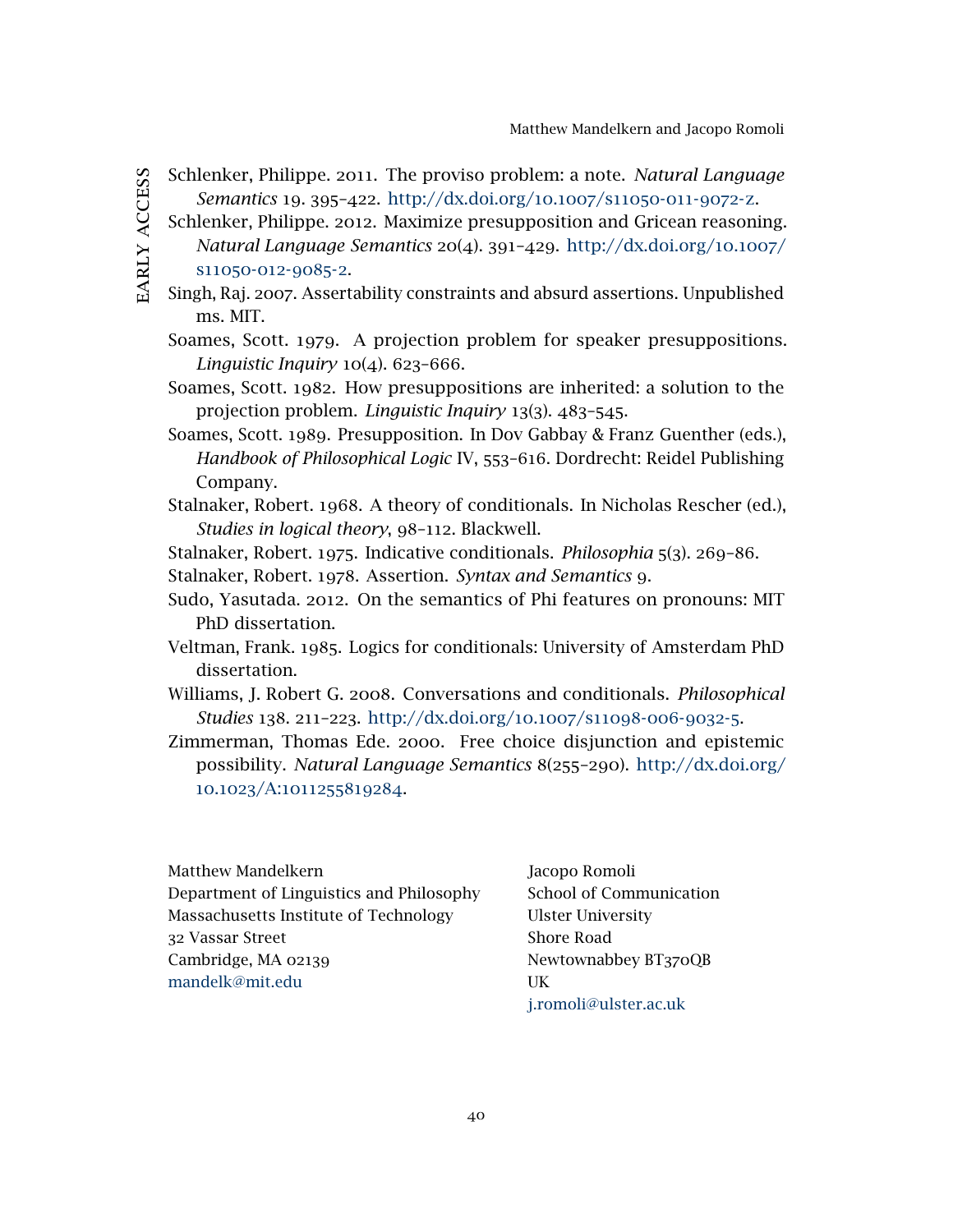Schlenker, Philippe. 2011. The proviso problem: a note. *Natural Language Semantics* 19. 395–422. http://dx.doi.org/10.1007/s11050-011-9072-z.

Schlenker, Philippe. 2012. Maximize presupposition and Gricean reasoning. *Natural Language Semantics* 20(4). 391–429. http://dx.doi.org/10.1007/s11050-012-9085-2.

Singh, Raj. 2007. Assertability constraints and absurd assertions. Unpublished ms. MIT.

Soames, Scott. 1979. A projection problem for speaker presuppositions. *Linguistic Inquiry* 10(4). 623–666.

Soames, Scott. 1982. How presuppositions are inherited: a solution to the projection problem. *Linguistic Inquiry* 13(3). 483–545.

Soames, Scott. 1989. Presupposition. In Dov Gabbay & Franz Guenther (eds.), *Handbook of Philosophical Logic* IV, 553–616. Dordrecht: Reidel Publishing Company.

Stalnaker, Robert. 1968. A theory of conditionals. In Nicholas Rescher (ed.), *Studies in logical theory*, 98–112. Blackwell.

Stalnaker, Robert. 1975. Indicative conditionals. *Philosophia* 5(3). 269–86.

Stalnaker, Robert. 1978. Assertion. *Syntax and Semantics* 9.

Sudo, Yasutada. 2012. On the semantics of Phi features on pronouns: MIT PhD dissertation.

Veltman, Frank. 1985. Logics for conditionals: University of Amsterdam PhD dissertation.

Williams, J. Robert G. 2008. Conversations and conditionals. *Philosophical Studies* 138. 211–223. http://dx.doi.org/10.1007/s11098-006-9032-5.

Zimmerman, Thomas Ede. 2000. Free choice disjunction and epistemic possibility. *Natural Language Semantics* 8(255–290). http://dx.doi.org/10.1023/A:1011255819284.

Matthew Mandelkern
Department of Linguistics and Philosophy
Massachusetts Institute of Technology
32 Vassar Street
Cambridge, MA 02139
mandelk@mit.edu

Jacopo Romoli
School of Communication
Ulster University
Shore Road
Newtownabbey BT370QB
UK
j.romoli@ulster.ac.uk